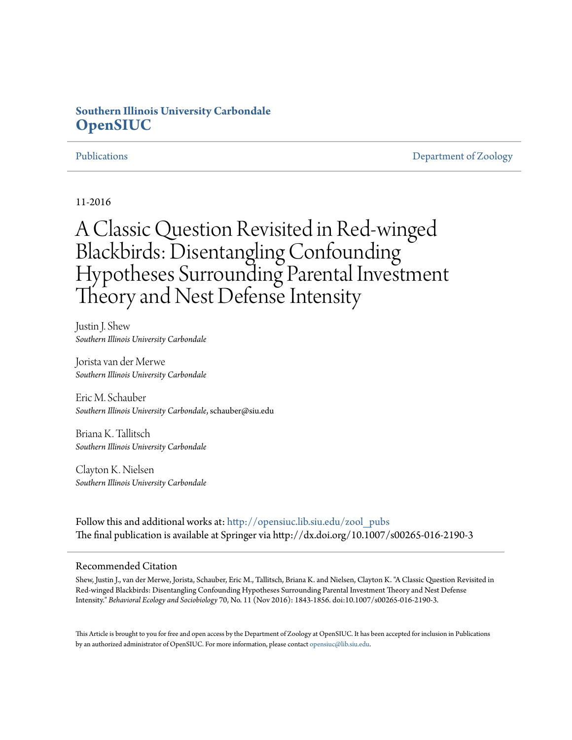**Southern Illinois University Carbondale**
**OpenSIUC**

Publications | Department of Zoology

11-2016

# A Classic Question Revisited in Red-winged Blackbirds: Disentangling Confounding Hypotheses Surrounding Parental Investment Theory and Nest Defense Intensity

Justin J. Shew
*Southern Illinois University Carbondale*

Jorista van der Merwe
*Southern Illinois University Carbondale*

Eric M. Schauber
*Southern Illinois University Carbondale*, schauber@siu.edu

Briana K. Tallitsch
*Southern Illinois University Carbondale*

Clayton K. Nielsen
*Southern Illinois University Carbondale*

Follow this and additional works at: http://opensiuc.lib.siu.edu/zool_pubs
The final publication is available at Springer via http://dx.doi.org/10.1007/s00265-016-2190-3

## Recommended Citation

Shew, Justin J., van der Merwe, Jorista, Schauber, Eric M., Tallitsch, Briana K. and Nielsen, Clayton K. "A Classic Question Revisited in Red-winged Blackbirds: Disentangling Confounding Hypotheses Surrounding Parental Investment Theory and Nest Defense Intensity." *Behavioral Ecology and Sociobiology* 70, No. 11 (Nov 2016): 1843-1856. doi:10.1007/s00265-016-2190-3.

This Article is brought to you for free and open access by the Department of Zoology at OpenSIUC. It has been accepted for inclusion in Publications by an authorized administrator of OpenSIUC. For more information, please contact opensiuc@lib.siu.edu.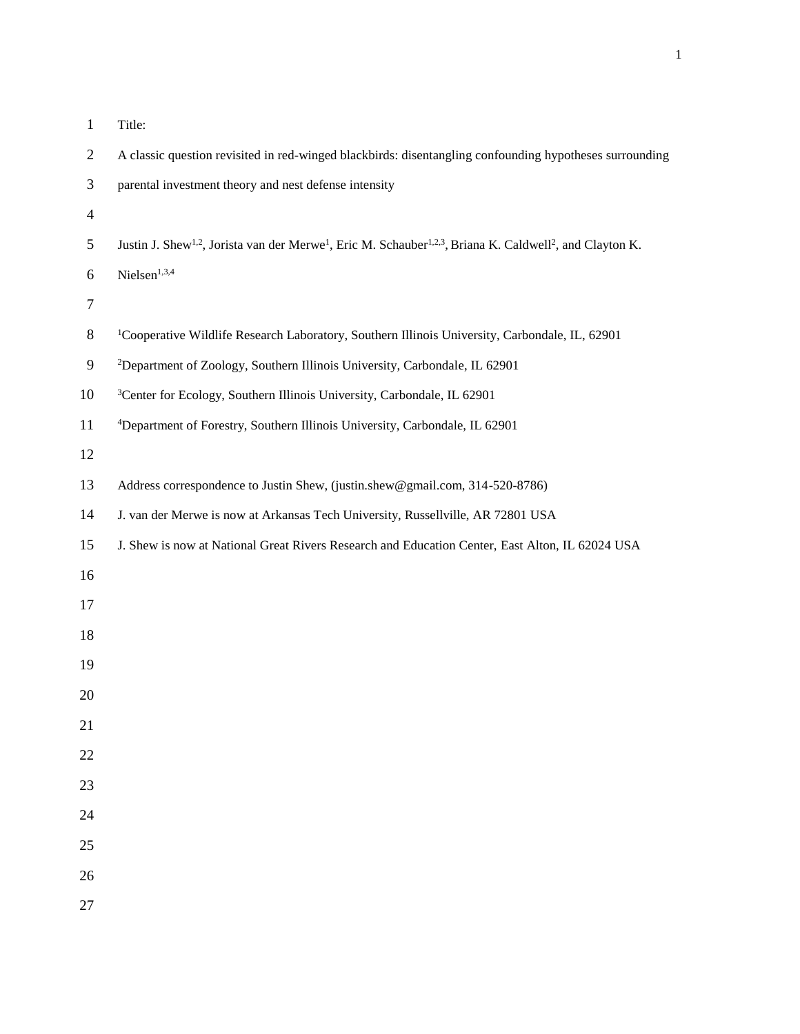Title:

# A classic question revisited in red-winged blackbirds: disentangling confounding hypotheses surrounding parental investment theory and nest defense intensity

Justin J. Shew[1,2], Jorista van der Merwe[1], Eric M. Schauber[1,2,3], Briana K. Caldwell[2], and Clayton K. Nielsen[1,3,4]

[1]Cooperative Wildlife Research Laboratory, Southern Illinois University, Carbondale, IL, 62901

[2]Department of Zoology, Southern Illinois University, Carbondale, IL 62901

[3]Center for Ecology, Southern Illinois University, Carbondale, IL 62901

[4]Department of Forestry, Southern Illinois University, Carbondale, IL 62901

Address correspondence to Justin Shew, (justin.shew@gmail.com, 314-520-8786)

J. van der Merwe is now at Arkansas Tech University, Russellville, AR 72801 USA

J. Shew is now at National Great Rivers Research and Education Center, East Alton, IL 62024 USA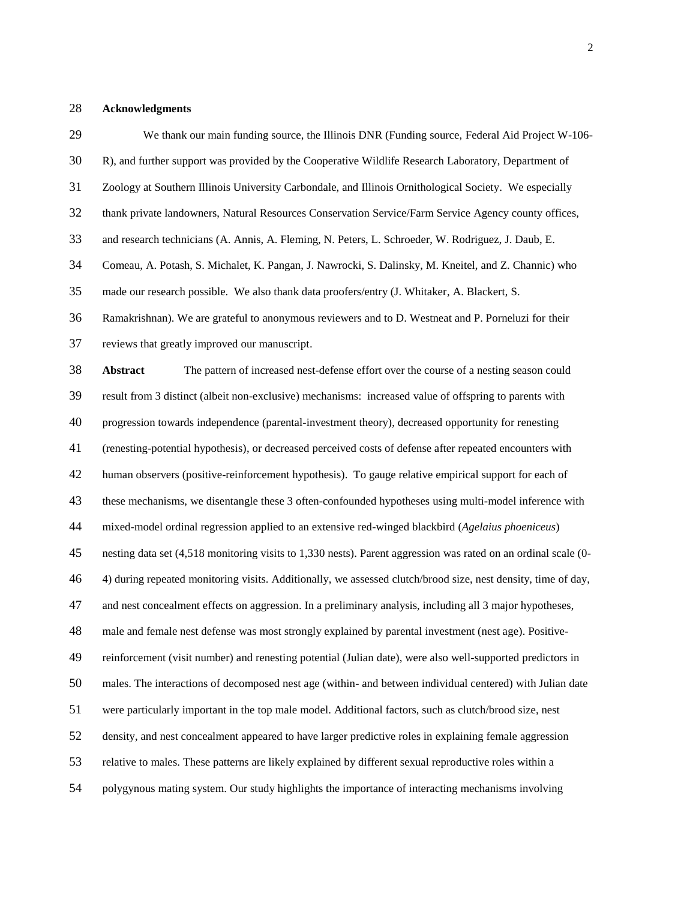## Acknowledgments

We thank our main funding source, the Illinois DNR (Funding source, Federal Aid Project W-106-R), and further support was provided by the Cooperative Wildlife Research Laboratory, Department of Zoology at Southern Illinois University Carbondale, and Illinois Ornithological Society. We especially thank private landowners, Natural Resources Conservation Service/Farm Service Agency county offices, and research technicians (A. Annis, A. Fleming, N. Peters, L. Schroeder, W. Rodriguez, J. Daub, E. Comeau, A. Potash, S. Michalet, K. Pangan, J. Nawrocki, S. Dalinsky, M. Kneitel, and Z. Channic) who made our research possible. We also thank data proofers/entry (J. Whitaker, A. Blackert, S. Ramakrishnan). We are grateful to anonymous reviewers and to D. Westneat and P. Porneluzi for their reviews that greatly improved our manuscript.

**Abstract** The pattern of increased nest-defense effort over the course of a nesting season could result from 3 distinct (albeit non-exclusive) mechanisms: increased value of offspring to parents with progression towards independence (parental-investment theory), decreased opportunity for renesting (renesting-potential hypothesis), or decreased perceived costs of defense after repeated encounters with human observers (positive-reinforcement hypothesis). To gauge relative empirical support for each of these mechanisms, we disentangle these 3 often-confounded hypotheses using multi-model inference with mixed-model ordinal regression applied to an extensive red-winged blackbird (*Agelaius phoeniceus*) nesting data set (4,518 monitoring visits to 1,330 nests). Parent aggression was rated on an ordinal scale (0-4) during repeated monitoring visits. Additionally, we assessed clutch/brood size, nest density, time of day, and nest concealment effects on aggression. In a preliminary analysis, including all 3 major hypotheses, male and female nest defense was most strongly explained by parental investment (nest age). Positive-reinforcement (visit number) and renesting potential (Julian date), were also well-supported predictors in males. The interactions of decomposed nest age (within- and between individual centered) with Julian date were particularly important in the top male model. Additional factors, such as clutch/brood size, nest density, and nest concealment appeared to have larger predictive roles in explaining female aggression relative to males. These patterns are likely explained by different sexual reproductive roles within a polygynous mating system. Our study highlights the importance of interacting mechanisms involving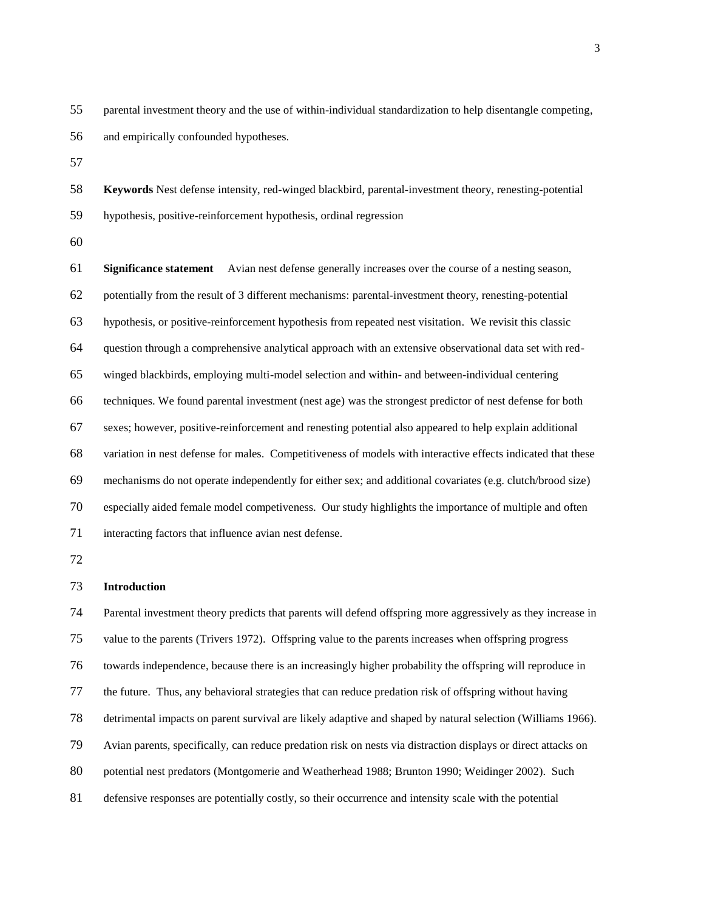parental investment theory and the use of within-individual standardization to help disentangle competing, and empirically confounded hypotheses.

**Keywords** Nest defense intensity, red-winged blackbird, parental-investment theory, renesting-potential hypothesis, positive-reinforcement hypothesis, ordinal regression

**Significance statement** Avian nest defense generally increases over the course of a nesting season, potentially from the result of 3 different mechanisms: parental-investment theory, renesting-potential hypothesis, or positive-reinforcement hypothesis from repeated nest visitation. We revisit this classic question through a comprehensive analytical approach with an extensive observational data set with red-winged blackbirds, employing multi-model selection and within- and between-individual centering techniques. We found parental investment (nest age) was the strongest predictor of nest defense for both sexes; however, positive-reinforcement and renesting potential also appeared to help explain additional variation in nest defense for males. Competitiveness of models with interactive effects indicated that these mechanisms do not operate independently for either sex; and additional covariates (e.g. clutch/brood size) especially aided female model competiveness. Our study highlights the importance of multiple and often interacting factors that influence avian nest defense.

## Introduction

Parental investment theory predicts that parents will defend offspring more aggressively as they increase in value to the parents (Trivers 1972). Offspring value to the parents increases when offspring progress towards independence, because there is an increasingly higher probability the offspring will reproduce in the future. Thus, any behavioral strategies that can reduce predation risk of offspring without having detrimental impacts on parent survival are likely adaptive and shaped by natural selection (Williams 1966). Avian parents, specifically, can reduce predation risk on nests via distraction displays or direct attacks on potential nest predators (Montgomerie and Weatherhead 1988; Brunton 1990; Weidinger 2002). Such defensive responses are potentially costly, so their occurrence and intensity scale with the potential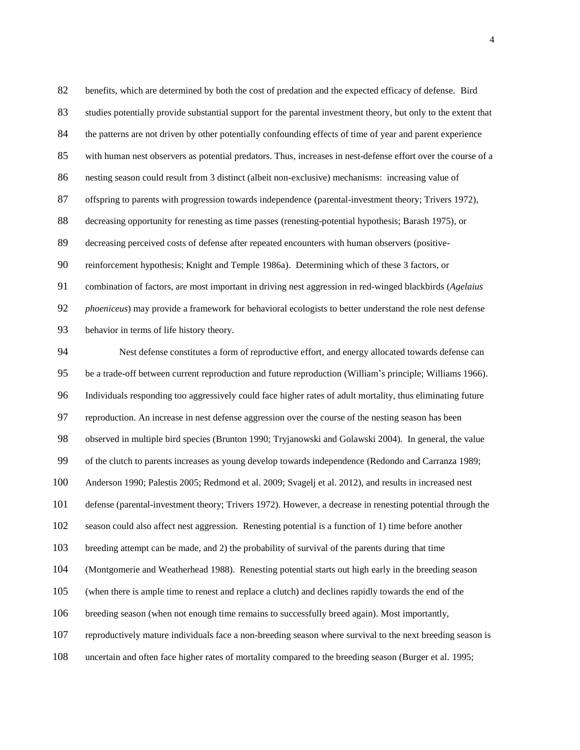benefits, which are determined by both the cost of predation and the expected efficacy of defense. Bird studies potentially provide substantial support for the parental investment theory, but only to the extent that the patterns are not driven by other potentially confounding effects of time of year and parent experience with human nest observers as potential predators. Thus, increases in nest-defense effort over the course of a nesting season could result from 3 distinct (albeit non-exclusive) mechanisms: increasing value of offspring to parents with progression towards independence (parental-investment theory; Trivers 1972), decreasing opportunity for renesting as time passes (renesting-potential hypothesis; Barash 1975), or decreasing perceived costs of defense after repeated encounters with human observers (positive-reinforcement hypothesis; Knight and Temple 1986a). Determining which of these 3 factors, or combination of factors, are most important in driving nest aggression in red-winged blackbirds (*Agelaius phoeniceus*) may provide a framework for behavioral ecologists to better understand the role nest defense behavior in terms of life history theory.

Nest defense constitutes a form of reproductive effort, and energy allocated towards defense can be a trade-off between current reproduction and future reproduction (William's principle; Williams 1966). Individuals responding too aggressively could face higher rates of adult mortality, thus eliminating future reproduction. An increase in nest defense aggression over the course of the nesting season has been observed in multiple bird species (Brunton 1990; Tryjanowski and Golawski 2004). In general, the value of the clutch to parents increases as young develop towards independence (Redondo and Carranza 1989; Anderson 1990; Palestis 2005; Redmond et al. 2009; Svagelj et al. 2012), and results in increased nest defense (parental-investment theory; Trivers 1972). However, a decrease in renesting potential through the season could also affect nest aggression. Renesting potential is a function of 1) time before another breeding attempt can be made, and 2) the probability of survival of the parents during that time (Montgomerie and Weatherhead 1988). Renesting potential starts out high early in the breeding season (when there is ample time to renest and replace a clutch) and declines rapidly towards the end of the breeding season (when not enough time remains to successfully breed again). Most importantly, reproductively mature individuals face a non-breeding season where survival to the next breeding season is uncertain and often face higher rates of mortality compared to the breeding season (Burger et al. 1995;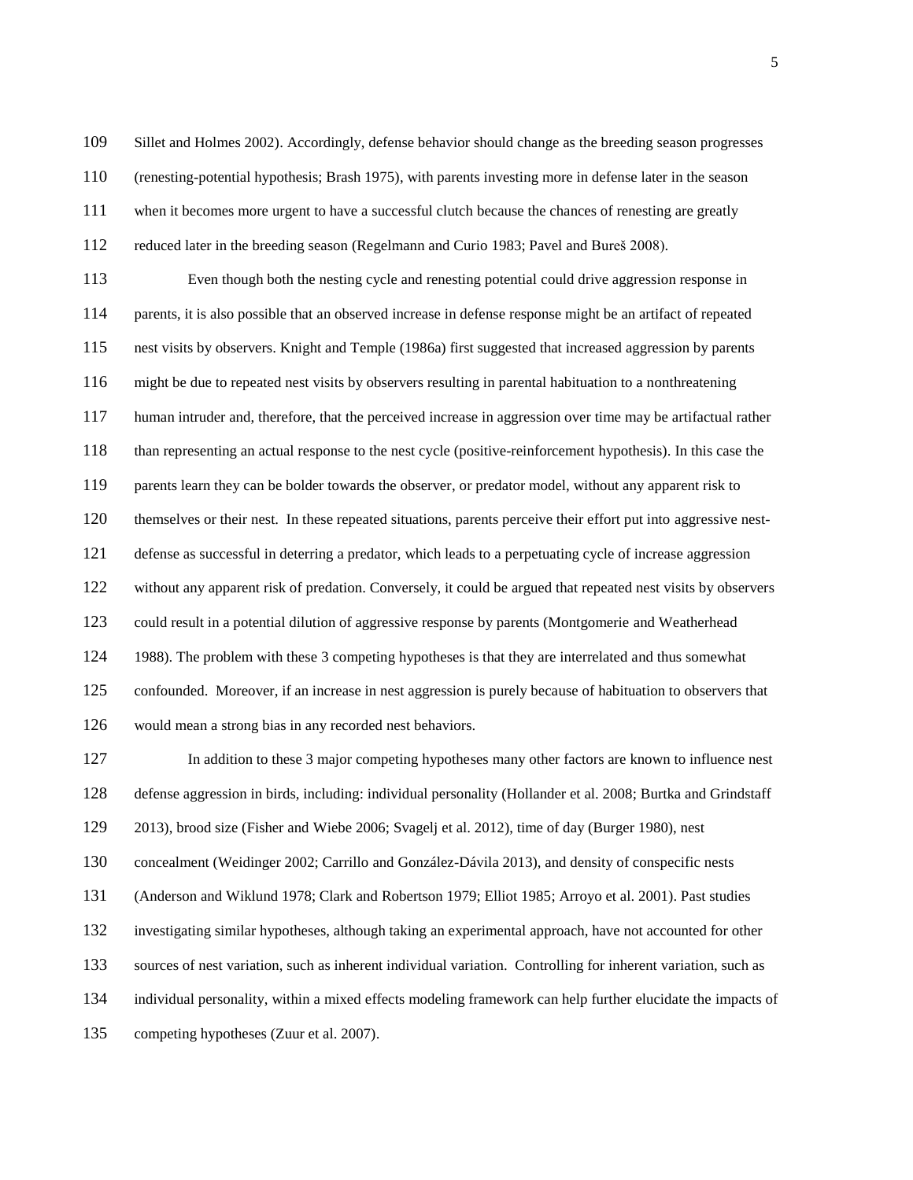Sillet and Holmes 2002). Accordingly, defense behavior should change as the breeding season progresses (renesting-potential hypothesis; Brash 1975), with parents investing more in defense later in the season when it becomes more urgent to have a successful clutch because the chances of renesting are greatly reduced later in the breeding season (Regelmann and Curio 1983; Pavel and Bureš 2008).

Even though both the nesting cycle and renesting potential could drive aggression response in parents, it is also possible that an observed increase in defense response might be an artifact of repeated nest visits by observers. Knight and Temple (1986a) first suggested that increased aggression by parents might be due to repeated nest visits by observers resulting in parental habituation to a nonthreatening human intruder and, therefore, that the perceived increase in aggression over time may be artifactual rather than representing an actual response to the nest cycle (positive-reinforcement hypothesis). In this case the parents learn they can be bolder towards the observer, or predator model, without any apparent risk to themselves or their nest. In these repeated situations, parents perceive their effort put into aggressive nest-defense as successful in deterring a predator, which leads to a perpetuating cycle of increase aggression without any apparent risk of predation. Conversely, it could be argued that repeated nest visits by observers could result in a potential dilution of aggressive response by parents (Montgomerie and Weatherhead 1988). The problem with these 3 competing hypotheses is that they are interrelated and thus somewhat confounded. Moreover, if an increase in nest aggression is purely because of habituation to observers that would mean a strong bias in any recorded nest behaviors.

In addition to these 3 major competing hypotheses many other factors are known to influence nest defense aggression in birds, including: individual personality (Hollander et al. 2008; Burtka and Grindstaff 2013), brood size (Fisher and Wiebe 2006; Svagelj et al. 2012), time of day (Burger 1980), nest concealment (Weidinger 2002; Carrillo and González-Dávila 2013), and density of conspecific nests (Anderson and Wiklund 1978; Clark and Robertson 1979; Elliot 1985; Arroyo et al. 2001). Past studies investigating similar hypotheses, although taking an experimental approach, have not accounted for other sources of nest variation, such as inherent individual variation. Controlling for inherent variation, such as individual personality, within a mixed effects modeling framework can help further elucidate the impacts of competing hypotheses (Zuur et al. 2007).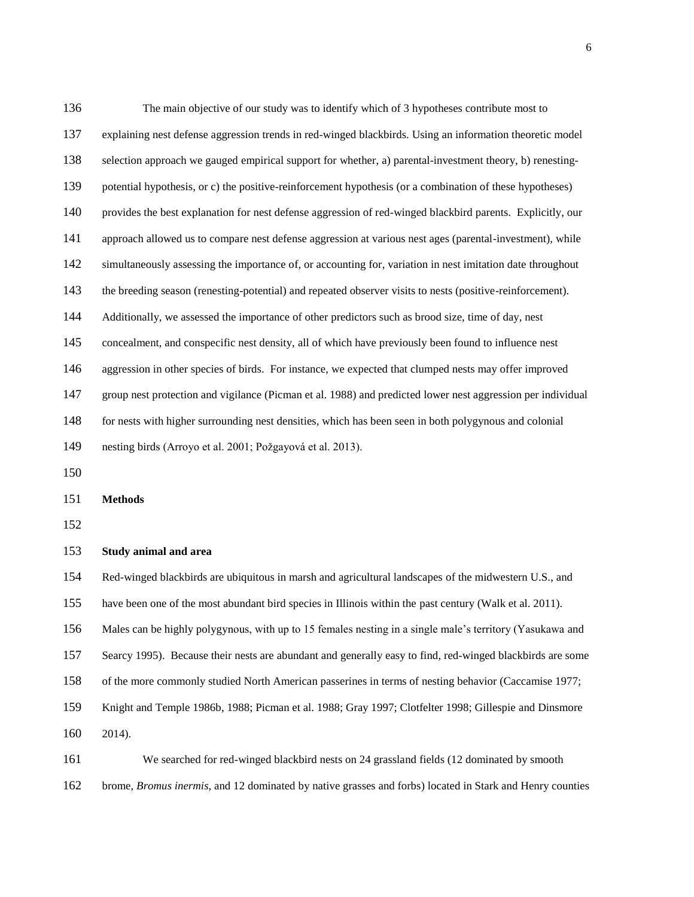The main objective of our study was to identify which of 3 hypotheses contribute most to explaining nest defense aggression trends in red-winged blackbirds. Using an information theoretic model selection approach we gauged empirical support for whether, a) parental-investment theory, b) renesting-potential hypothesis, or c) the positive-reinforcement hypothesis (or a combination of these hypotheses) provides the best explanation for nest defense aggression of red-winged blackbird parents. Explicitly, our approach allowed us to compare nest defense aggression at various nest ages (parental-investment), while simultaneously assessing the importance of, or accounting for, variation in nest imitation date throughout the breeding season (renesting-potential) and repeated observer visits to nests (positive-reinforcement). Additionally, we assessed the importance of other predictors such as brood size, time of day, nest concealment, and conspecific nest density, all of which have previously been found to influence nest aggression in other species of birds. For instance, we expected that clumped nests may offer improved group nest protection and vigilance (Picman et al. 1988) and predicted lower nest aggression per individual for nests with higher surrounding nest densities, which has been seen in both polygynous and colonial nesting birds (Arroyo et al. 2001; Požgayová et al. 2013).

## Methods

### Study animal and area

Red-winged blackbirds are ubiquitous in marsh and agricultural landscapes of the midwestern U.S., and have been one of the most abundant bird species in Illinois within the past century (Walk et al. 2011). Males can be highly polygynous, with up to 15 females nesting in a single male's territory (Yasukawa and Searcy 1995). Because their nests are abundant and generally easy to find, red-winged blackbirds are some of the more commonly studied North American passerines in terms of nesting behavior (Caccamise 1977; Knight and Temple 1986b, 1988; Picman et al. 1988; Gray 1997; Clotfelter 1998; Gillespie and Dinsmore 2014).

We searched for red-winged blackbird nests on 24 grassland fields (12 dominated by smooth brome, *Bromus inermis*, and 12 dominated by native grasses and forbs) located in Stark and Henry counties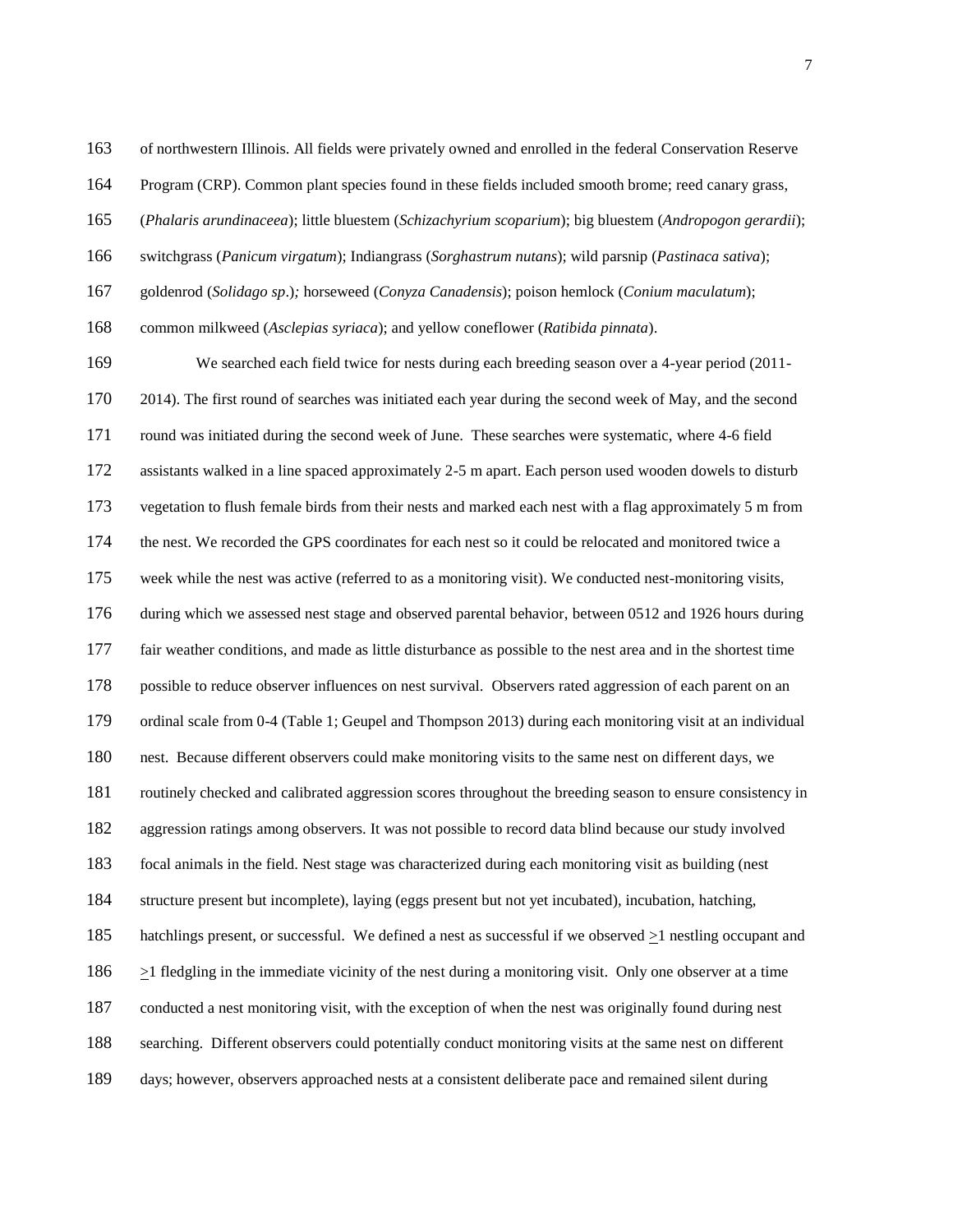of northwestern Illinois. All fields were privately owned and enrolled in the federal Conservation Reserve Program (CRP). Common plant species found in these fields included smooth brome; reed canary grass, (*Phalaris arundinaceea*); little bluestem (*Schizachyrium scoparium*); big bluestem (*Andropogon gerardii*); switchgrass (*Panicum virgatum*); Indiangrass (*Sorghastrum nutans*); wild parsnip (*Pastinaca sativa*); goldenrod (*Solidago sp*.)*;* horseweed (*Conyza Canadensis*); poison hemlock (*Conium maculatum*); common milkweed (*Asclepias syriaca*); and yellow coneflower (*Ratibida pinnata*).

We searched each field twice for nests during each breeding season over a 4-year period (2011-2014). The first round of searches was initiated each year during the second week of May, and the second round was initiated during the second week of June. These searches were systematic, where 4-6 field assistants walked in a line spaced approximately 2-5 m apart. Each person used wooden dowels to disturb vegetation to flush female birds from their nests and marked each nest with a flag approximately 5 m from the nest. We recorded the GPS coordinates for each nest so it could be relocated and monitored twice a week while the nest was active (referred to as a monitoring visit). We conducted nest-monitoring visits, during which we assessed nest stage and observed parental behavior, between 0512 and 1926 hours during fair weather conditions, and made as little disturbance as possible to the nest area and in the shortest time possible to reduce observer influences on nest survival. Observers rated aggression of each parent on an ordinal scale from 0-4 (Table 1; Geupel and Thompson 2013) during each monitoring visit at an individual nest. Because different observers could make monitoring visits to the same nest on different days, we routinely checked and calibrated aggression scores throughout the breeding season to ensure consistency in aggression ratings among observers. It was not possible to record data blind because our study involved focal animals in the field. Nest stage was characterized during each monitoring visit as building (nest structure present but incomplete), laying (eggs present but not yet incubated), incubation, hatching, hatchlings present, or successful. We defined a nest as successful if we observed $\geq$1 nestling occupant and $\geq$1 fledgling in the immediate vicinity of the nest during a monitoring visit. Only one observer at a time conducted a nest monitoring visit, with the exception of when the nest was originally found during nest searching. Different observers could potentially conduct monitoring visits at the same nest on different days; however, observers approached nests at a consistent deliberate pace and remained silent during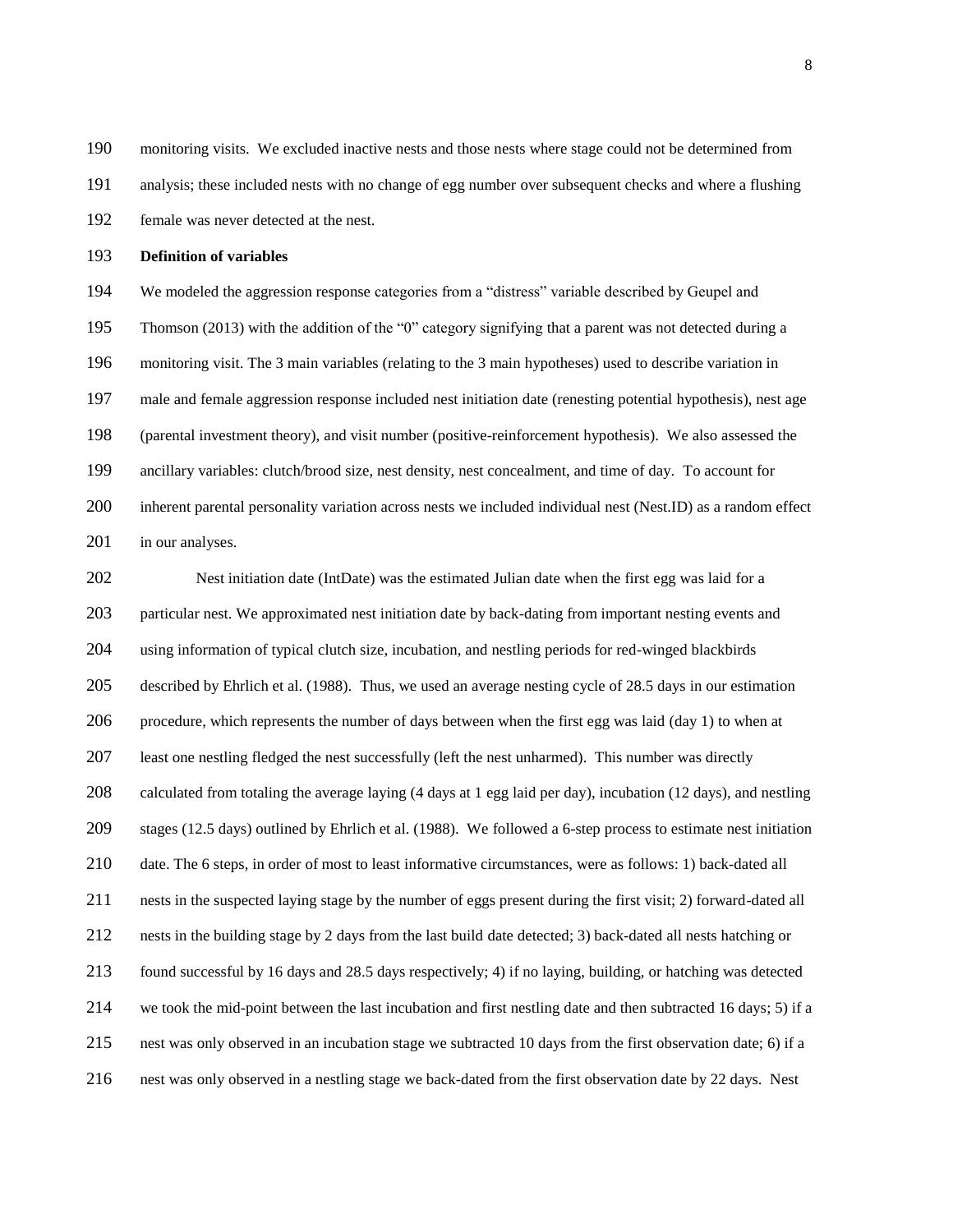monitoring visits. We excluded inactive nests and those nests where stage could not be determined from analysis; these included nests with no change of egg number over subsequent checks and where a flushing female was never detected at the nest.

**Definition of variables**

We modeled the aggression response categories from a "distress" variable described by Geupel and Thomson (2013) with the addition of the "0" category signifying that a parent was not detected during a monitoring visit. The 3 main variables (relating to the 3 main hypotheses) used to describe variation in male and female aggression response included nest initiation date (renesting potential hypothesis), nest age (parental investment theory), and visit number (positive-reinforcement hypothesis). We also assessed the ancillary variables: clutch/brood size, nest density, nest concealment, and time of day. To account for inherent parental personality variation across nests we included individual nest (Nest.ID) as a random effect in our analyses.

Nest initiation date (IntDate) was the estimated Julian date when the first egg was laid for a particular nest. We approximated nest initiation date by back-dating from important nesting events and using information of typical clutch size, incubation, and nestling periods for red-winged blackbirds described by Ehrlich et al. (1988). Thus, we used an average nesting cycle of 28.5 days in our estimation procedure, which represents the number of days between when the first egg was laid (day 1) to when at least one nestling fledged the nest successfully (left the nest unharmed). This number was directly calculated from totaling the average laying (4 days at 1 egg laid per day), incubation (12 days), and nestling stages (12.5 days) outlined by Ehrlich et al. (1988). We followed a 6-step process to estimate nest initiation date. The 6 steps, in order of most to least informative circumstances, were as follows: 1) back-dated all nests in the suspected laying stage by the number of eggs present during the first visit; 2) forward-dated all nests in the building stage by 2 days from the last build date detected; 3) back-dated all nests hatching or found successful by 16 days and 28.5 days respectively; 4) if no laying, building, or hatching was detected we took the mid-point between the last incubation and first nestling date and then subtracted 16 days; 5) if a nest was only observed in an incubation stage we subtracted 10 days from the first observation date; 6) if a nest was only observed in a nestling stage we back-dated from the first observation date by 22 days. Nest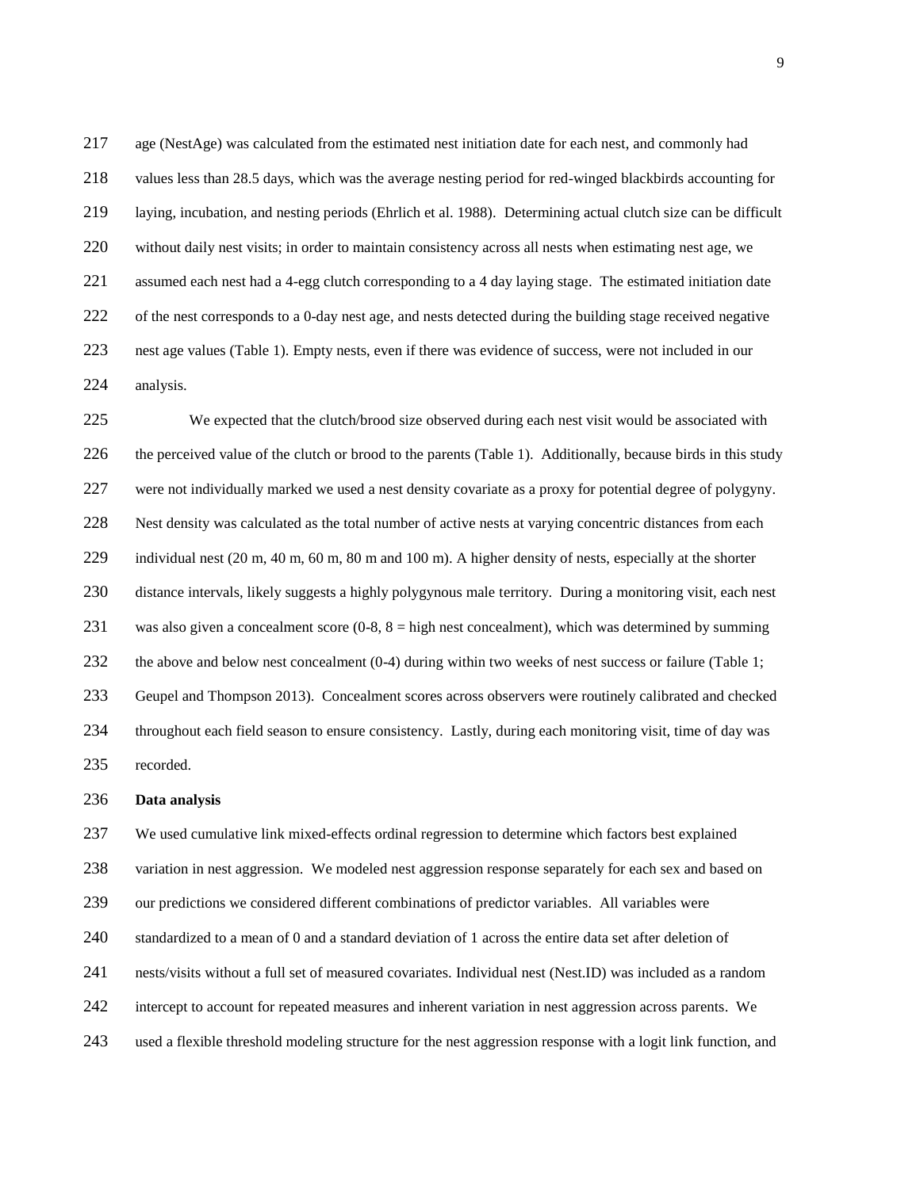age (NestAge) was calculated from the estimated nest initiation date for each nest, and commonly had values less than 28.5 days, which was the average nesting period for red-winged blackbirds accounting for laying, incubation, and nesting periods (Ehrlich et al. 1988). Determining actual clutch size can be difficult without daily nest visits; in order to maintain consistency across all nests when estimating nest age, we assumed each nest had a 4-egg clutch corresponding to a 4 day laying stage. The estimated initiation date of the nest corresponds to a 0-day nest age, and nests detected during the building stage received negative nest age values (Table 1). Empty nests, even if there was evidence of success, were not included in our analysis.

We expected that the clutch/brood size observed during each nest visit would be associated with the perceived value of the clutch or brood to the parents (Table 1). Additionally, because birds in this study were not individually marked we used a nest density covariate as a proxy for potential degree of polygyny. Nest density was calculated as the total number of active nests at varying concentric distances from each individual nest (20 m, 40 m, 60 m, 80 m and 100 m). A higher density of nests, especially at the shorter distance intervals, likely suggests a highly polygynous male territory. During a monitoring visit, each nest was also given a concealment score (0-8, 8 = high nest concealment), which was determined by summing the above and below nest concealment (0-4) during within two weeks of nest success or failure (Table 1; Geupel and Thompson 2013). Concealment scores across observers were routinely calibrated and checked throughout each field season to ensure consistency. Lastly, during each monitoring visit, time of day was recorded.

**Data analysis**

We used cumulative link mixed-effects ordinal regression to determine which factors best explained variation in nest aggression. We modeled nest aggression response separately for each sex and based on our predictions we considered different combinations of predictor variables. All variables were standardized to a mean of 0 and a standard deviation of 1 across the entire data set after deletion of nests/visits without a full set of measured covariates. Individual nest (Nest.ID) was included as a random intercept to account for repeated measures and inherent variation in nest aggression across parents. We used a flexible threshold modeling structure for the nest aggression response with a logit link function, and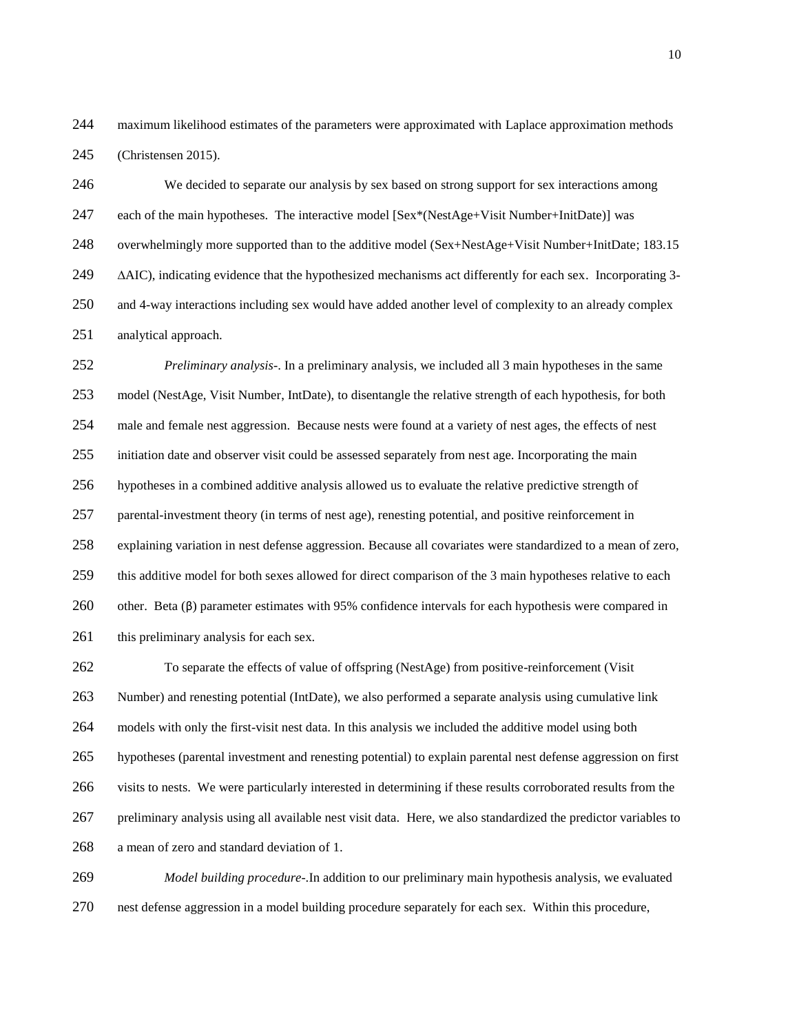maximum likelihood estimates of the parameters were approximated with Laplace approximation methods (Christensen 2015).

We decided to separate our analysis by sex based on strong support for sex interactions among each of the main hypotheses. The interactive model [Sex*(NestAge+Visit Number+InitDate)] was overwhelmingly more supported than to the additive model (Sex+NestAge+Visit Number+InitDate; 183.15 ∆AIC), indicating evidence that the hypothesized mechanisms act differently for each sex. Incorporating 3- and 4-way interactions including sex would have added another level of complexity to an already complex analytical approach.

*Preliminary analysis-*. In a preliminary analysis, we included all 3 main hypotheses in the same model (NestAge, Visit Number, IntDate), to disentangle the relative strength of each hypothesis, for both male and female nest aggression. Because nests were found at a variety of nest ages, the effects of nest initiation date and observer visit could be assessed separately from nest age. Incorporating the main hypotheses in a combined additive analysis allowed us to evaluate the relative predictive strength of parental-investment theory (in terms of nest age), renesting potential, and positive reinforcement in explaining variation in nest defense aggression. Because all covariates were standardized to a mean of zero, this additive model for both sexes allowed for direct comparison of the 3 main hypotheses relative to each other. Beta (β) parameter estimates with 95% confidence intervals for each hypothesis were compared in this preliminary analysis for each sex.

To separate the effects of value of offspring (NestAge) from positive-reinforcement (Visit Number) and renesting potential (IntDate), we also performed a separate analysis using cumulative link models with only the first-visit nest data. In this analysis we included the additive model using both hypotheses (parental investment and renesting potential) to explain parental nest defense aggression on first visits to nests. We were particularly interested in determining if these results corroborated results from the preliminary analysis using all available nest visit data. Here, we also standardized the predictor variables to a mean of zero and standard deviation of 1.

*Model building procedure-*.In addition to our preliminary main hypothesis analysis, we evaluated nest defense aggression in a model building procedure separately for each sex. Within this procedure,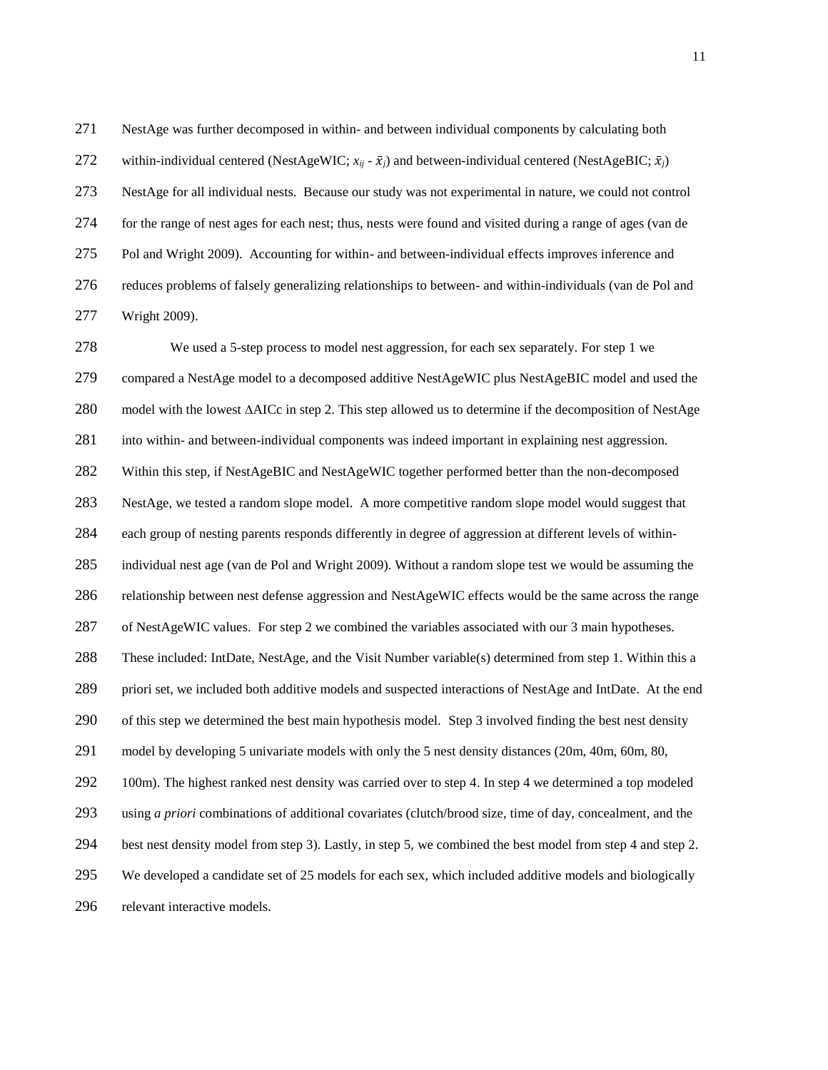NestAge was further decomposed in within- and between individual components by calculating both within-individual centered (NestAgeWIC; $x_{ij}$ - $\bar{x}_j$) and between-individual centered (NestAgeBIC; $\bar{x}_j$) NestAge for all individual nests. Because our study was not experimental in nature, we could not control for the range of nest ages for each nest; thus, nests were found and visited during a range of ages (van de Pol and Wright 2009). Accounting for within- and between-individual effects improves inference and reduces problems of falsely generalizing relationships to between- and within-individuals (van de Pol and Wright 2009).

We used a 5-step process to model nest aggression, for each sex separately. For step 1 we compared a NestAge model to a decomposed additive NestAgeWIC plus NestAgeBIC model and used the model with the lowest ΔAICc in step 2. This step allowed us to determine if the decomposition of NestAge into within- and between-individual components was indeed important in explaining nest aggression. Within this step, if NestAgeBIC and NestAgeWIC together performed better than the non-decomposed NestAge, we tested a random slope model. A more competitive random slope model would suggest that each group of nesting parents responds differently in degree of aggression at different levels of within-individual nest age (van de Pol and Wright 2009). Without a random slope test we would be assuming the relationship between nest defense aggression and NestAgeWIC effects would be the same across the range of NestAgeWIC values. For step 2 we combined the variables associated with our 3 main hypotheses. These included: IntDate, NestAge, and the Visit Number variable(s) determined from step 1. Within this a priori set, we included both additive models and suspected interactions of NestAge and IntDate. At the end of this step we determined the best main hypothesis model. Step 3 involved finding the best nest density model by developing 5 univariate models with only the 5 nest density distances (20m, 40m, 60m, 80, 100m). The highest ranked nest density was carried over to step 4. In step 4 we determined a top modeled using *a priori* combinations of additional covariates (clutch/brood size, time of day, concealment, and the best nest density model from step 3). Lastly, in step 5, we combined the best model from step 4 and step 2. We developed a candidate set of 25 models for each sex, which included additive models and biologically relevant interactive models.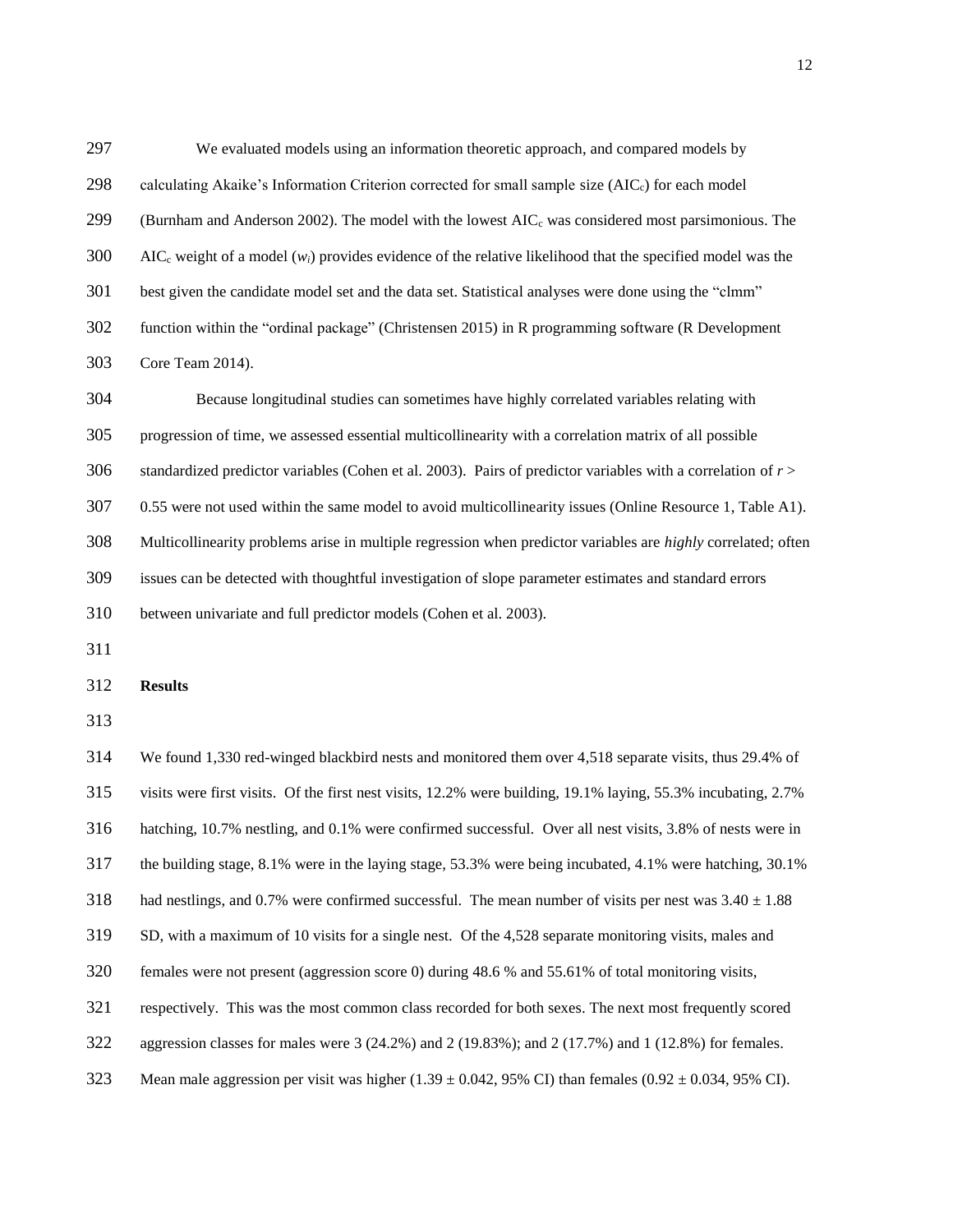We evaluated models using an information theoretic approach, and compared models by calculating Akaike's Information Criterion corrected for small sample size ($AIC_c$) for each model (Burnham and Anderson 2002). The model with the lowest $AIC_c$ was considered most parsimonious. The $AIC_c$ weight of a model ($w_i$) provides evidence of the relative likelihood that the specified model was the best given the candidate model set and the data set. Statistical analyses were done using the "clmm" function within the "ordinal package" (Christensen 2015) in R programming software (R Development Core Team 2014).

Because longitudinal studies can sometimes have highly correlated variables relating with progression of time, we assessed essential multicollinearity with a correlation matrix of all possible standardized predictor variables (Cohen et al. 2003). Pairs of predictor variables with a correlation of $r > 0.55$ were not used within the same model to avoid multicollinearity issues (Online Resource 1, Table A1). Multicollinearity problems arise in multiple regression when predictor variables are *highly* correlated; often issues can be detected with thoughtful investigation of slope parameter estimates and standard errors between univariate and full predictor models (Cohen et al. 2003).

**Results**

We found 1,330 red-winged blackbird nests and monitored them over 4,518 separate visits, thus 29.4% of visits were first visits. Of the first nest visits, 12.2% were building, 19.1% laying, 55.3% incubating, 2.7% hatching, 10.7% nestling, and 0.1% were confirmed successful. Over all nest visits, 3.8% of nests were in the building stage, 8.1% were in the laying stage, 53.3% were being incubated, 4.1% were hatching, 30.1% had nestlings, and 0.7% were confirmed successful. The mean number of visits per nest was $3.40 \pm 1.88$ SD, with a maximum of 10 visits for a single nest. Of the 4,528 separate monitoring visits, males and females were not present (aggression score 0) during 48.6 % and 55.61% of total monitoring visits, respectively. This was the most common class recorded for both sexes. The next most frequently scored aggression classes for males were 3 (24.2%) and 2 (19.83%); and 2 (17.7%) and 1 (12.8%) for females. Mean male aggression per visit was higher ($1.39 \pm 0.042$, 95% CI) than females ($0.92 \pm 0.034$, 95% CI).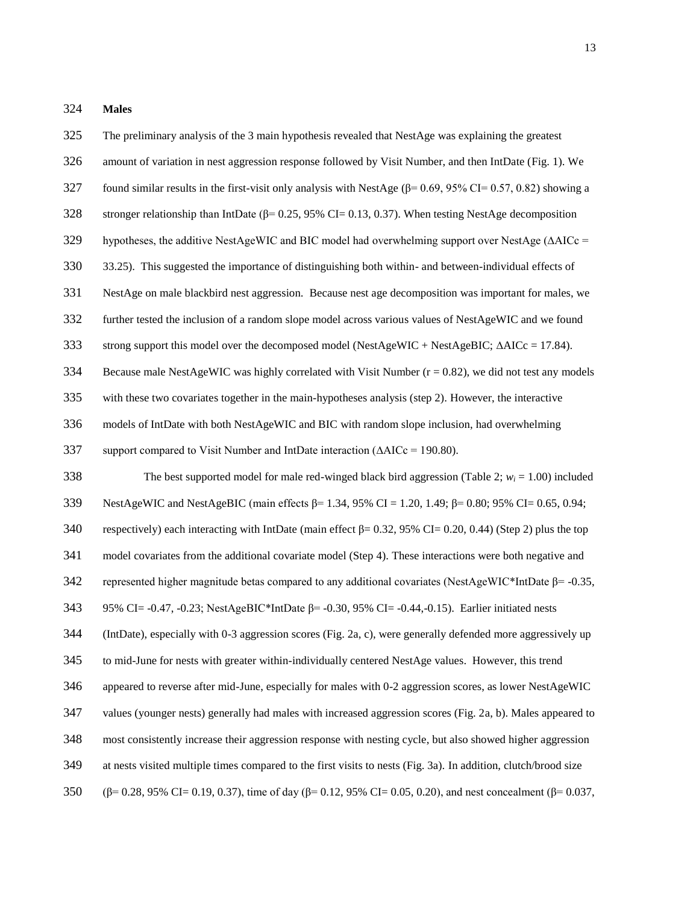**Males**

The preliminary analysis of the 3 main hypothesis revealed that NestAge was explaining the greatest amount of variation in nest aggression response followed by Visit Number, and then IntDate (Fig. 1). We found similar results in the first-visit only analysis with NestAge (β= 0.69, 95% CI= 0.57, 0.82) showing a stronger relationship than IntDate (β= 0.25, 95% CI= 0.13, 0.37). When testing NestAge decomposition hypotheses, the additive NestAgeWIC and BIC model had overwhelming support over NestAge (ΔAICc = 33.25). This suggested the importance of distinguishing both within- and between-individual effects of NestAge on male blackbird nest aggression. Because nest age decomposition was important for males, we further tested the inclusion of a random slope model across various values of NestAgeWIC and we found strong support this model over the decomposed model (NestAgeWIC + NestAgeBIC; ΔAICc = 17.84). Because male NestAgeWIC was highly correlated with Visit Number (r = 0.82), we did not test any models with these two covariates together in the main-hypotheses analysis (step 2). However, the interactive models of IntDate with both NestAgeWIC and BIC with random slope inclusion, had overwhelming support compared to Visit Number and IntDate interaction (ΔAICc = 190.80).

The best supported model for male red-winged black bird aggression (Table 2; $w_i$ = 1.00) included NestAgeWIC and NestAgeBIC (main effects β= 1.34, 95% CI = 1.20, 1.49; β= 0.80; 95% CI= 0.65, 0.94; respectively) each interacting with IntDate (main effect β= 0.32, 95% CI= 0.20, 0.44) (Step 2) plus the top model covariates from the additional covariate model (Step 4). These interactions were both negative and represented higher magnitude betas compared to any additional covariates (NestAgeWIC*IntDate β= -0.35, 95% CI= -0.47, -0.23; NestAgeBIC*IntDate β= -0.30, 95% CI= -0.44,-0.15). Earlier initiated nests (IntDate), especially with 0-3 aggression scores (Fig. 2a, c), were generally defended more aggressively up to mid-June for nests with greater within-individually centered NestAge values. However, this trend appeared to reverse after mid-June, especially for males with 0-2 aggression scores, as lower NestAgeWIC values (younger nests) generally had males with increased aggression scores (Fig. 2a, b). Males appeared to most consistently increase their aggression response with nesting cycle, but also showed higher aggression at nests visited multiple times compared to the first visits to nests (Fig. 3a). In addition, clutch/brood size (β= 0.28, 95% CI= 0.19, 0.37), time of day (β= 0.12, 95% CI= 0.05, 0.20), and nest concealment (β= 0.037,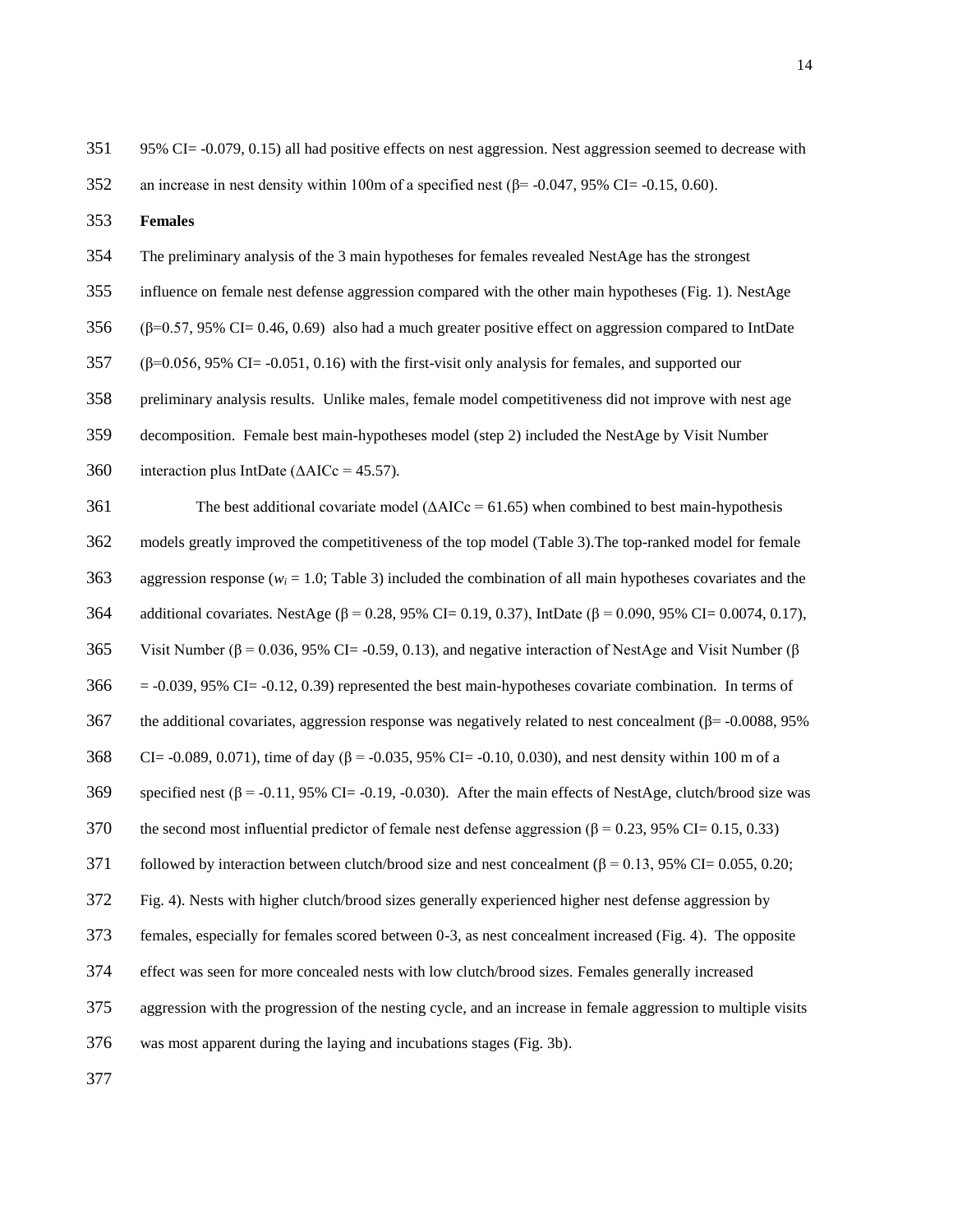95% CI= -0.079, 0.15) all had positive effects on nest aggression. Nest aggression seemed to decrease with an increase in nest density within 100m of a specified nest (β= -0.047, 95% CI= -0.15, 0.60).

**Females**

The preliminary analysis of the 3 main hypotheses for females revealed NestAge has the strongest influence on female nest defense aggression compared with the other main hypotheses (Fig. 1). NestAge (β=0.57, 95% CI= 0.46, 0.69) also had a much greater positive effect on aggression compared to IntDate (β=0.056, 95% CI= -0.051, 0.16) with the first-visit only analysis for females, and supported our preliminary analysis results. Unlike males, female model competitiveness did not improve with nest age decomposition. Female best main-hypotheses model (step 2) included the NestAge by Visit Number interaction plus IntDate (ΔAICc = 45.57).

The best additional covariate model (ΔAICc = 61.65) when combined to best main-hypothesis models greatly improved the competitiveness of the top model (Table 3).The top-ranked model for female aggression response ($w_i$ = 1.0; Table 3) included the combination of all main hypotheses covariates and the additional covariates. NestAge (β = 0.28, 95% CI= 0.19, 0.37), IntDate (β = 0.090, 95% CI= 0.0074, 0.17), Visit Number (β = 0.036, 95% CI= -0.59, 0.13), and negative interaction of NestAge and Visit Number (β = -0.039, 95% CI= -0.12, 0.39) represented the best main-hypotheses covariate combination. In terms of the additional covariates, aggression response was negatively related to nest concealment (β= -0.0088, 95% CI= -0.089, 0.071), time of day (β = -0.035, 95% CI= -0.10, 0.030), and nest density within 100 m of a specified nest (β = -0.11, 95% CI= -0.19, -0.030). After the main effects of NestAge, clutch/brood size was the second most influential predictor of female nest defense aggression (β = 0.23, 95% CI= 0.15, 0.33) followed by interaction between clutch/brood size and nest concealment (β = 0.13, 95% CI= 0.055, 0.20; Fig. 4). Nests with higher clutch/brood sizes generally experienced higher nest defense aggression by females, especially for females scored between 0-3, as nest concealment increased (Fig. 4). The opposite effect was seen for more concealed nests with low clutch/brood sizes. Females generally increased aggression with the progression of the nesting cycle, and an increase in female aggression to multiple visits was most apparent during the laying and incubations stages (Fig. 3b).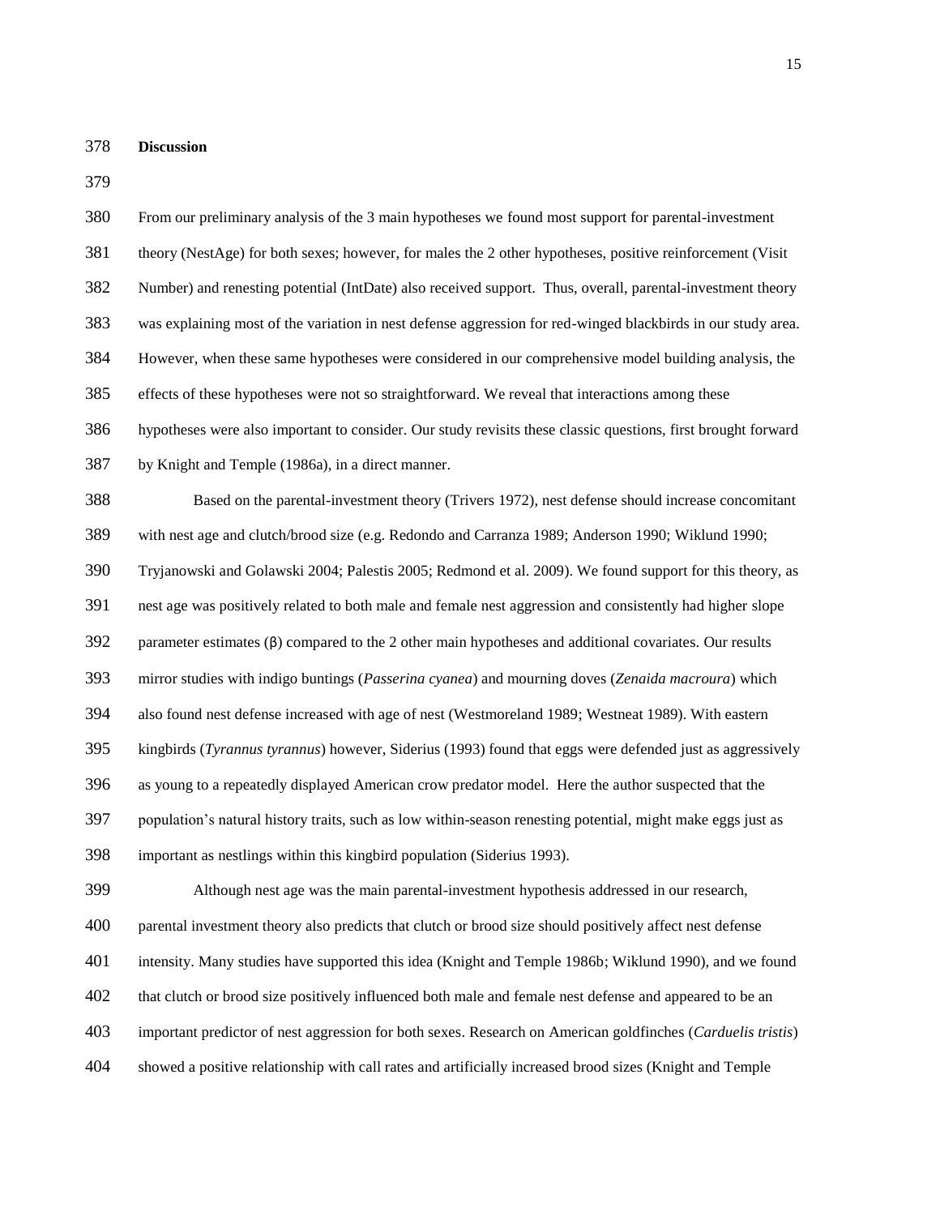## Discussion

From our preliminary analysis of the 3 main hypotheses we found most support for parental-investment theory (NestAge) for both sexes; however, for males the 2 other hypotheses, positive reinforcement (Visit Number) and renesting potential (IntDate) also received support. Thus, overall, parental-investment theory was explaining most of the variation in nest defense aggression for red-winged blackbirds in our study area. However, when these same hypotheses were considered in our comprehensive model building analysis, the effects of these hypotheses were not so straightforward. We reveal that interactions among these hypotheses were also important to consider. Our study revisits these classic questions, first brought forward by Knight and Temple (1986a), in a direct manner.

Based on the parental-investment theory (Trivers 1972), nest defense should increase concomitant with nest age and clutch/brood size (e.g. Redondo and Carranza 1989; Anderson 1990; Wiklund 1990; Tryjanowski and Golawski 2004; Palestis 2005; Redmond et al. 2009). We found support for this theory, as nest age was positively related to both male and female nest aggression and consistently had higher slope parameter estimates (β) compared to the 2 other main hypotheses and additional covariates. Our results mirror studies with indigo buntings (*Passerina cyanea*) and mourning doves (*Zenaida macroura*) which also found nest defense increased with age of nest (Westmoreland 1989; Westneat 1989). With eastern kingbirds (*Tyrannus tyrannus*) however, Siderius (1993) found that eggs were defended just as aggressively as young to a repeatedly displayed American crow predator model. Here the author suspected that the population's natural history traits, such as low within-season renesting potential, might make eggs just as important as nestlings within this kingbird population (Siderius 1993).

Although nest age was the main parental-investment hypothesis addressed in our research, parental investment theory also predicts that clutch or brood size should positively affect nest defense intensity. Many studies have supported this idea (Knight and Temple 1986b; Wiklund 1990), and we found that clutch or brood size positively influenced both male and female nest defense and appeared to be an important predictor of nest aggression for both sexes. Research on American goldfinches (*Carduelis tristis*) showed a positive relationship with call rates and artificially increased brood sizes (Knight and Temple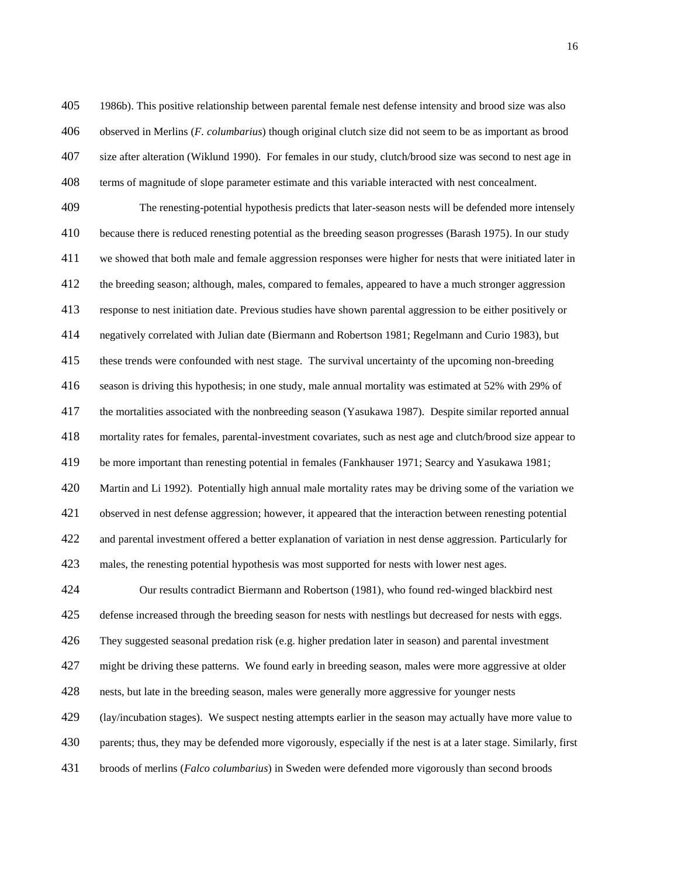1986b). This positive relationship between parental female nest defense intensity and brood size was also observed in Merlins (*F. columbarius*) though original clutch size did not seem to be as important as brood size after alteration (Wiklund 1990). For females in our study, clutch/brood size was second to nest age in terms of magnitude of slope parameter estimate and this variable interacted with nest concealment.

The renesting-potential hypothesis predicts that later-season nests will be defended more intensely because there is reduced renesting potential as the breeding season progresses (Barash 1975). In our study we showed that both male and female aggression responses were higher for nests that were initiated later in the breeding season; although, males, compared to females, appeared to have a much stronger aggression response to nest initiation date. Previous studies have shown parental aggression to be either positively or negatively correlated with Julian date (Biermann and Robertson 1981; Regelmann and Curio 1983), but these trends were confounded with nest stage. The survival uncertainty of the upcoming non-breeding season is driving this hypothesis; in one study, male annual mortality was estimated at 52% with 29% of the mortalities associated with the nonbreeding season (Yasukawa 1987). Despite similar reported annual mortality rates for females, parental-investment covariates, such as nest age and clutch/brood size appear to be more important than renesting potential in females (Fankhauser 1971; Searcy and Yasukawa 1981; Martin and Li 1992). Potentially high annual male mortality rates may be driving some of the variation we observed in nest defense aggression; however, it appeared that the interaction between renesting potential and parental investment offered a better explanation of variation in nest dense aggression. Particularly for males, the renesting potential hypothesis was most supported for nests with lower nest ages.

Our results contradict Biermann and Robertson (1981), who found red-winged blackbird nest defense increased through the breeding season for nests with nestlings but decreased for nests with eggs. They suggested seasonal predation risk (e.g. higher predation later in season) and parental investment might be driving these patterns. We found early in breeding season, males were more aggressive at older nests, but late in the breeding season, males were generally more aggressive for younger nests (lay/incubation stages). We suspect nesting attempts earlier in the season may actually have more value to parents; thus, they may be defended more vigorously, especially if the nest is at a later stage. Similarly, first broods of merlins (*Falco columbarius*) in Sweden were defended more vigorously than second broods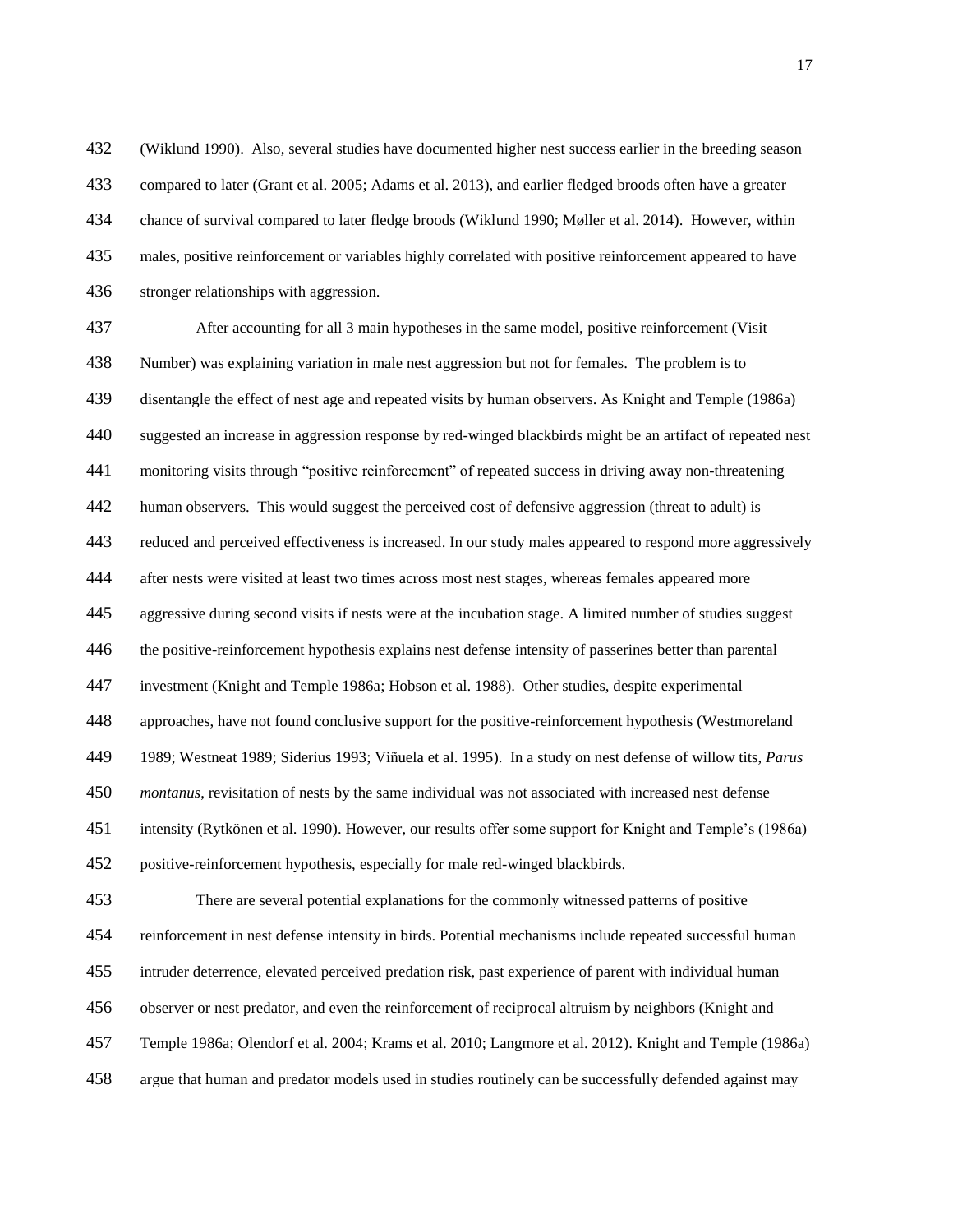(Wiklund 1990). Also, several studies have documented higher nest success earlier in the breeding season compared to later (Grant et al. 2005; Adams et al. 2013), and earlier fledged broods often have a greater chance of survival compared to later fledge broods (Wiklund 1990; Møller et al. 2014). However, within males, positive reinforcement or variables highly correlated with positive reinforcement appeared to have stronger relationships with aggression.

After accounting for all 3 main hypotheses in the same model, positive reinforcement (Visit Number) was explaining variation in male nest aggression but not for females. The problem is to disentangle the effect of nest age and repeated visits by human observers. As Knight and Temple (1986a) suggested an increase in aggression response by red-winged blackbirds might be an artifact of repeated nest monitoring visits through "positive reinforcement" of repeated success in driving away non-threatening human observers. This would suggest the perceived cost of defensive aggression (threat to adult) is reduced and perceived effectiveness is increased. In our study males appeared to respond more aggressively after nests were visited at least two times across most nest stages, whereas females appeared more aggressive during second visits if nests were at the incubation stage. A limited number of studies suggest the positive-reinforcement hypothesis explains nest defense intensity of passerines better than parental investment (Knight and Temple 1986a; Hobson et al. 1988). Other studies, despite experimental approaches, have not found conclusive support for the positive-reinforcement hypothesis (Westmoreland 1989; Westneat 1989; Siderius 1993; Viñuela et al. 1995). In a study on nest defense of willow tits, *Parus montanus*, revisitation of nests by the same individual was not associated with increased nest defense intensity (Rytkönen et al. 1990). However, our results offer some support for Knight and Temple's (1986a) positive-reinforcement hypothesis, especially for male red-winged blackbirds.

There are several potential explanations for the commonly witnessed patterns of positive reinforcement in nest defense intensity in birds. Potential mechanisms include repeated successful human intruder deterrence, elevated perceived predation risk, past experience of parent with individual human observer or nest predator, and even the reinforcement of reciprocal altruism by neighbors (Knight and Temple 1986a; Olendorf et al. 2004; Krams et al. 2010; Langmore et al. 2012). Knight and Temple (1986a) argue that human and predator models used in studies routinely can be successfully defended against may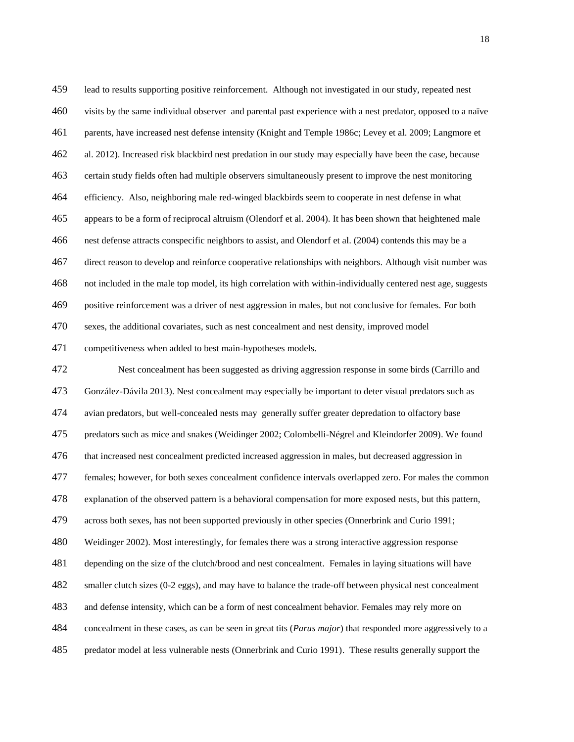lead to results supporting positive reinforcement. Although not investigated in our study, repeated nest visits by the same individual observer and parental past experience with a nest predator, opposed to a naïve parents, have increased nest defense intensity (Knight and Temple 1986c; Levey et al. 2009; Langmore et al. 2012). Increased risk blackbird nest predation in our study may especially have been the case, because certain study fields often had multiple observers simultaneously present to improve the nest monitoring efficiency. Also, neighboring male red-winged blackbirds seem to cooperate in nest defense in what appears to be a form of reciprocal altruism (Olendorf et al. 2004). It has been shown that heightened male nest defense attracts conspecific neighbors to assist, and Olendorf et al. (2004) contends this may be a direct reason to develop and reinforce cooperative relationships with neighbors. Although visit number was not included in the male top model, its high correlation with within-individually centered nest age, suggests positive reinforcement was a driver of nest aggression in males, but not conclusive for females. For both sexes, the additional covariates, such as nest concealment and nest density, improved model competitiveness when added to best main-hypotheses models.

Nest concealment has been suggested as driving aggression response in some birds (Carrillo and González-Dávila 2013). Nest concealment may especially be important to deter visual predators such as avian predators, but well-concealed nests may generally suffer greater depredation to olfactory base predators such as mice and snakes (Weidinger 2002; Colombelli-Négrel and Kleindorfer 2009). We found that increased nest concealment predicted increased aggression in males, but decreased aggression in females; however, for both sexes concealment confidence intervals overlapped zero. For males the common explanation of the observed pattern is a behavioral compensation for more exposed nests, but this pattern, across both sexes, has not been supported previously in other species (Onnerbrink and Curio 1991; Weidinger 2002). Most interestingly, for females there was a strong interactive aggression response depending on the size of the clutch/brood and nest concealment. Females in laying situations will have smaller clutch sizes (0-2 eggs), and may have to balance the trade-off between physical nest concealment and defense intensity, which can be a form of nest concealment behavior. Females may rely more on concealment in these cases, as can be seen in great tits (*Parus major*) that responded more aggressively to a predator model at less vulnerable nests (Onnerbrink and Curio 1991). These results generally support the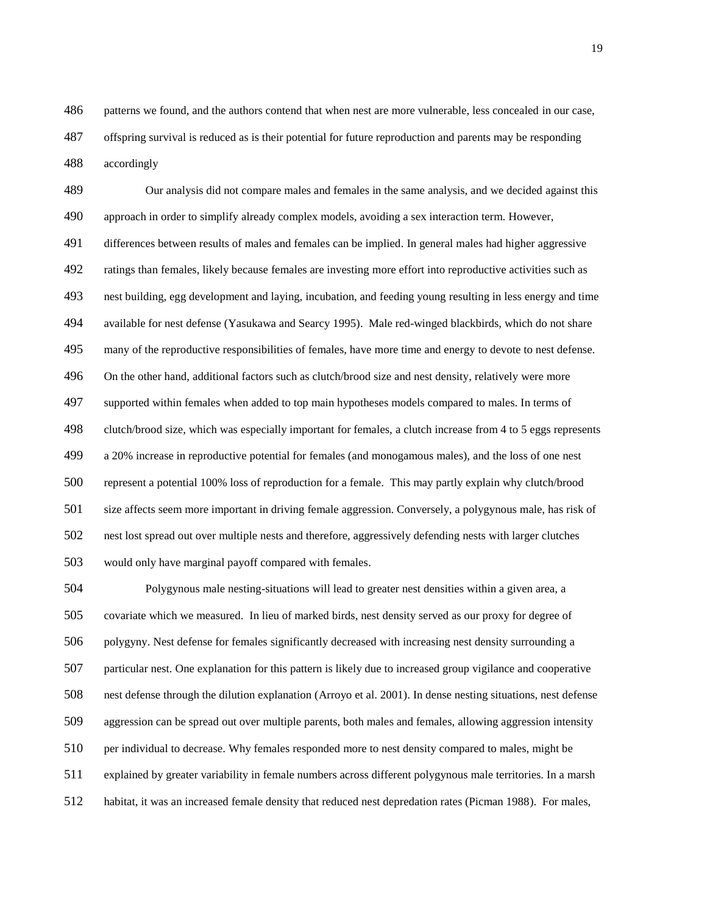patterns we found, and the authors contend that when nest are more vulnerable, less concealed in our case, offspring survival is reduced as is their potential for future reproduction and parents may be responding accordingly

Our analysis did not compare males and females in the same analysis, and we decided against this approach in order to simplify already complex models, avoiding a sex interaction term. However, differences between results of males and females can be implied. In general males had higher aggressive ratings than females, likely because females are investing more effort into reproductive activities such as nest building, egg development and laying, incubation, and feeding young resulting in less energy and time available for nest defense (Yasukawa and Searcy 1995). Male red-winged blackbirds, which do not share many of the reproductive responsibilities of females, have more time and energy to devote to nest defense. On the other hand, additional factors such as clutch/brood size and nest density, relatively were more supported within females when added to top main hypotheses models compared to males. In terms of clutch/brood size, which was especially important for females, a clutch increase from 4 to 5 eggs represents a 20% increase in reproductive potential for females (and monogamous males), and the loss of one nest represent a potential 100% loss of reproduction for a female. This may partly explain why clutch/brood size affects seem more important in driving female aggression. Conversely, a polygynous male, has risk of nest lost spread out over multiple nests and therefore, aggressively defending nests with larger clutches would only have marginal payoff compared with females.

Polygynous male nesting-situations will lead to greater nest densities within a given area, a covariate which we measured. In lieu of marked birds, nest density served as our proxy for degree of polygyny. Nest defense for females significantly decreased with increasing nest density surrounding a particular nest. One explanation for this pattern is likely due to increased group vigilance and cooperative nest defense through the dilution explanation (Arroyo et al. 2001). In dense nesting situations, nest defense aggression can be spread out over multiple parents, both males and females, allowing aggression intensity per individual to decrease. Why females responded more to nest density compared to males, might be explained by greater variability in female numbers across different polygynous male territories. In a marsh habitat, it was an increased female density that reduced nest depredation rates (Picman 1988). For males,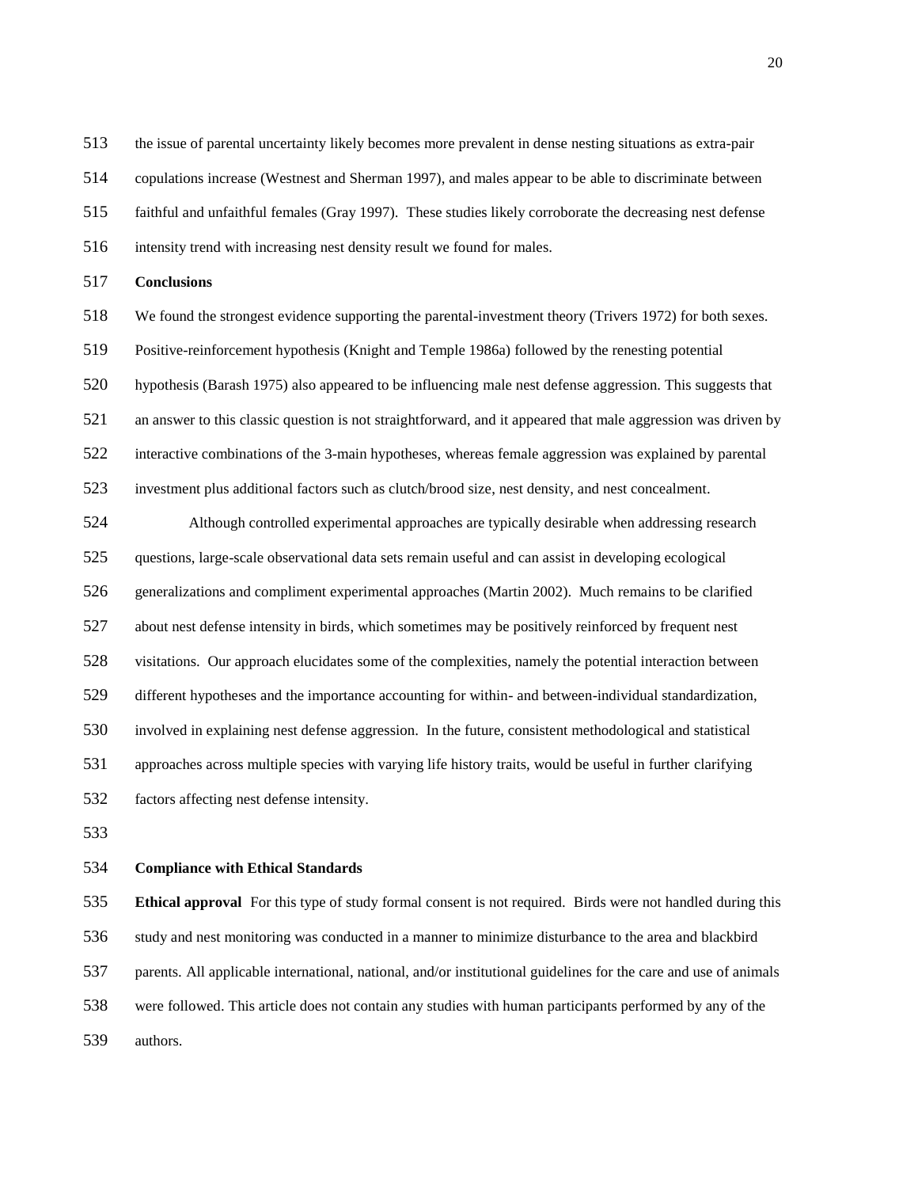the issue of parental uncertainty likely becomes more prevalent in dense nesting situations as extra-pair copulations increase (Westnest and Sherman 1997), and males appear to be able to discriminate between faithful and unfaithful females (Gray 1997). These studies likely corroborate the decreasing nest defense intensity trend with increasing nest density result we found for males.

**Conclusions**

We found the strongest evidence supporting the parental-investment theory (Trivers 1972) for both sexes. Positive-reinforcement hypothesis (Knight and Temple 1986a) followed by the renesting potential hypothesis (Barash 1975) also appeared to be influencing male nest defense aggression. This suggests that an answer to this classic question is not straightforward, and it appeared that male aggression was driven by interactive combinations of the 3-main hypotheses, whereas female aggression was explained by parental investment plus additional factors such as clutch/brood size, nest density, and nest concealment.

Although controlled experimental approaches are typically desirable when addressing research questions, large-scale observational data sets remain useful and can assist in developing ecological generalizations and compliment experimental approaches (Martin 2002). Much remains to be clarified about nest defense intensity in birds, which sometimes may be positively reinforced by frequent nest visitations. Our approach elucidates some of the complexities, namely the potential interaction between different hypotheses and the importance accounting for within- and between-individual standardization, involved in explaining nest defense aggression. In the future, consistent methodological and statistical approaches across multiple species with varying life history traits, would be useful in further clarifying factors affecting nest defense intensity.

**Compliance with Ethical Standards**

**Ethical approval** For this type of study formal consent is not required. Birds were not handled during this study and nest monitoring was conducted in a manner to minimize disturbance to the area and blackbird parents. All applicable international, national, and/or institutional guidelines for the care and use of animals were followed. This article does not contain any studies with human participants performed by any of the authors.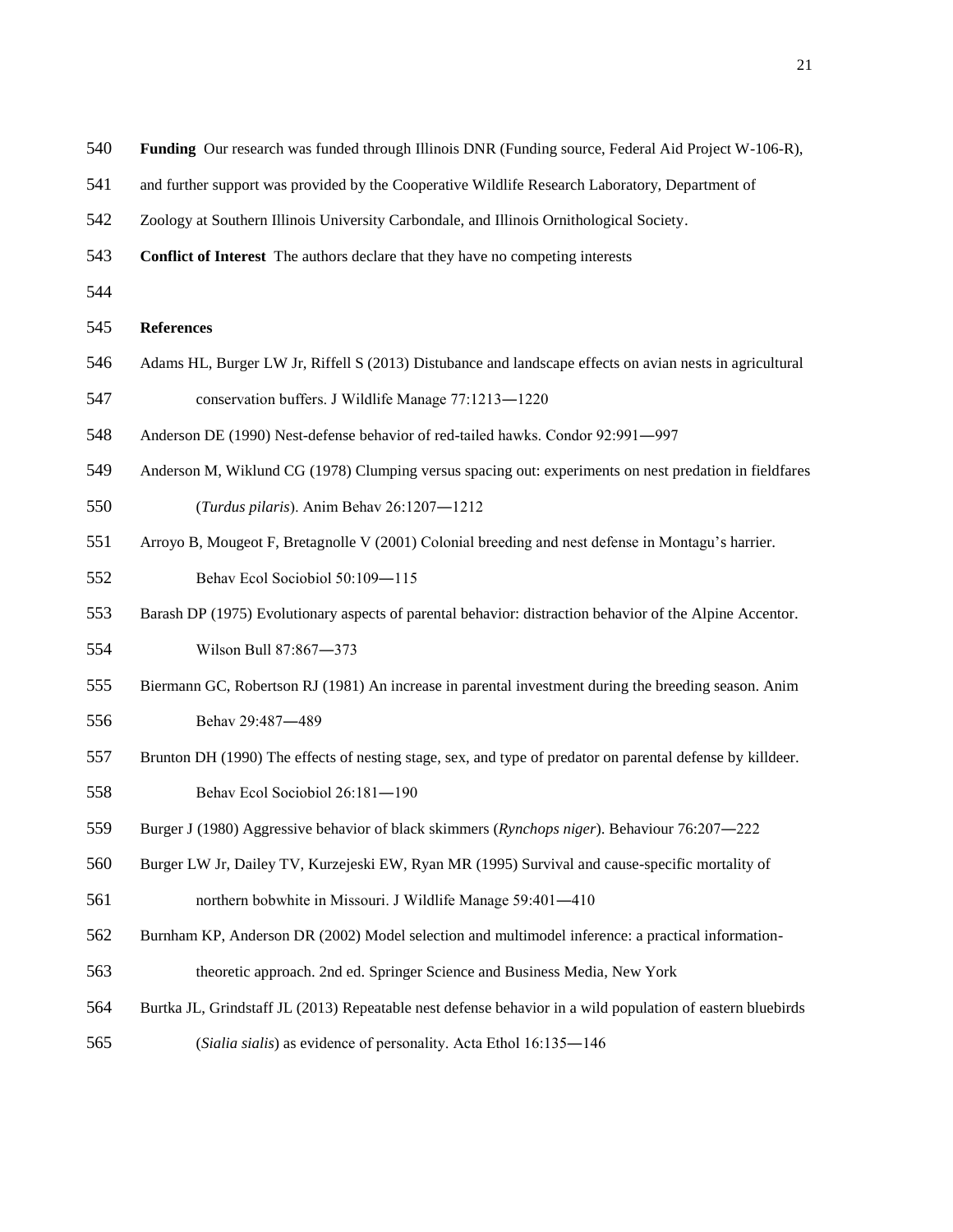**Funding** Our research was funded through Illinois DNR (Funding source, Federal Aid Project W-106-R), and further support was provided by the Cooperative Wildlife Research Laboratory, Department of Zoology at Southern Illinois University Carbondale, and Illinois Ornithological Society.

**Conflict of Interest** The authors declare that they have no competing interests

**References**

Adams HL, Burger LW Jr, Riffell S (2013) Distubance and landscape effects on avian nests in agricultural conservation buffers. J Wildlife Manage 77:1213—1220

Anderson DE (1990) Nest-defense behavior of red-tailed hawks. Condor 92:991—997

Anderson M, Wiklund CG (1978) Clumping versus spacing out: experiments on nest predation in fieldfares (*Turdus pilaris*). Anim Behav 26:1207—1212

Arroyo B, Mougeot F, Bretagnolle V (2001) Colonial breeding and nest defense in Montagu's harrier. Behav Ecol Sociobiol 50:109—115

Barash DP (1975) Evolutionary aspects of parental behavior: distraction behavior of the Alpine Accentor. Wilson Bull 87:867—373

Biermann GC, Robertson RJ (1981) An increase in parental investment during the breeding season. Anim Behav 29:487—489

Brunton DH (1990) The effects of nesting stage, sex, and type of predator on parental defense by killdeer. Behav Ecol Sociobiol 26:181—190

Burger J (1980) Aggressive behavior of black skimmers (*Rynchops niger*). Behaviour 76:207—222

Burger LW Jr, Dailey TV, Kurzejeski EW, Ryan MR (1995) Survival and cause-specific mortality of northern bobwhite in Missouri. J Wildlife Manage 59:401—410

Burnham KP, Anderson DR (2002) Model selection and multimodel inference: a practical information-theoretic approach. 2nd ed. Springer Science and Business Media, New York

Burtka JL, Grindstaff JL (2013) Repeatable nest defense behavior in a wild population of eastern bluebirds (*Sialia sialis*) as evidence of personality. Acta Ethol 16:135—146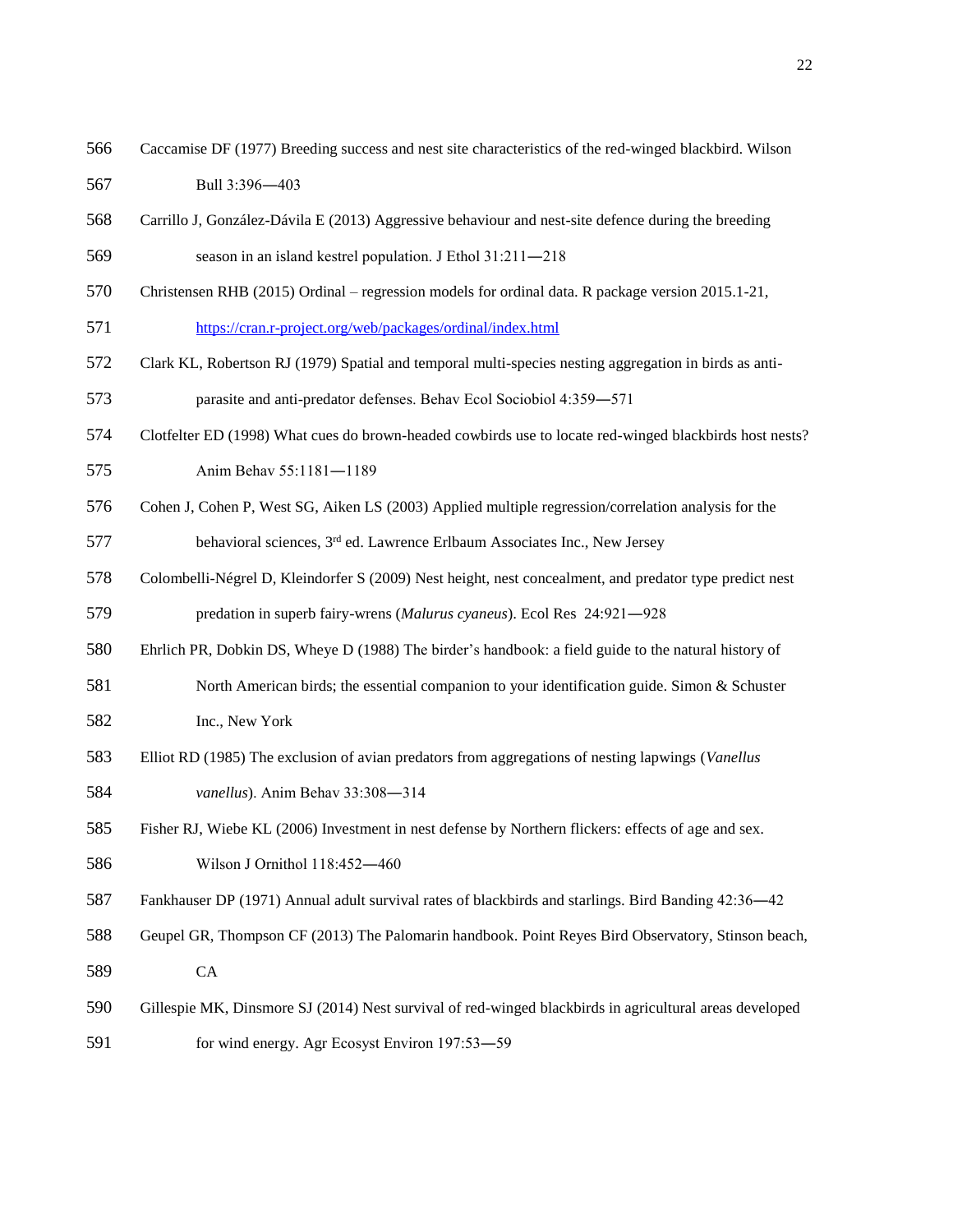Caccamise DF (1977) Breeding success and nest site characteristics of the red-winged blackbird. Wilson Bull 3:396―403

Carrillo J, González-Dávila E (2013) Aggressive behaviour and nest-site defence during the breeding season in an island kestrel population. J Ethol 31:211―218

Christensen RHB (2015) Ordinal – regression models for ordinal data. R package version 2015.1-21, https://cran.r-project.org/web/packages/ordinal/index.html

Clark KL, Robertson RJ (1979) Spatial and temporal multi-species nesting aggregation in birds as anti-parasite and anti-predator defenses. Behav Ecol Sociobiol 4:359―571

Clotfelter ED (1998) What cues do brown-headed cowbirds use to locate red-winged blackbirds host nests? Anim Behav 55:1181―1189

Cohen J, Cohen P, West SG, Aiken LS (2003) Applied multiple regression/correlation analysis for the behavioral sciences, 3rd ed. Lawrence Erlbaum Associates Inc., New Jersey

Colombelli-Négrel D, Kleindorfer S (2009) Nest height, nest concealment, and predator type predict nest predation in superb fairy-wrens (*Malurus cyaneus*). Ecol Res 24:921―928

Ehrlich PR, Dobkin DS, Wheye D (1988) The birder's handbook: a field guide to the natural history of North American birds; the essential companion to your identification guide. Simon & Schuster Inc., New York

Elliot RD (1985) The exclusion of avian predators from aggregations of nesting lapwings (*Vanellus vanellus*). Anim Behav 33:308―314

Fisher RJ, Wiebe KL (2006) Investment in nest defense by Northern flickers: effects of age and sex. Wilson J Ornithol 118:452―460

Fankhauser DP (1971) Annual adult survival rates of blackbirds and starlings. Bird Banding 42:36―42

Geupel GR, Thompson CF (2013) The Palomarin handbook. Point Reyes Bird Observatory, Stinson beach, CA

Gillespie MK, Dinsmore SJ (2014) Nest survival of red-winged blackbirds in agricultural areas developed for wind energy. Agr Ecosyst Environ 197:53―59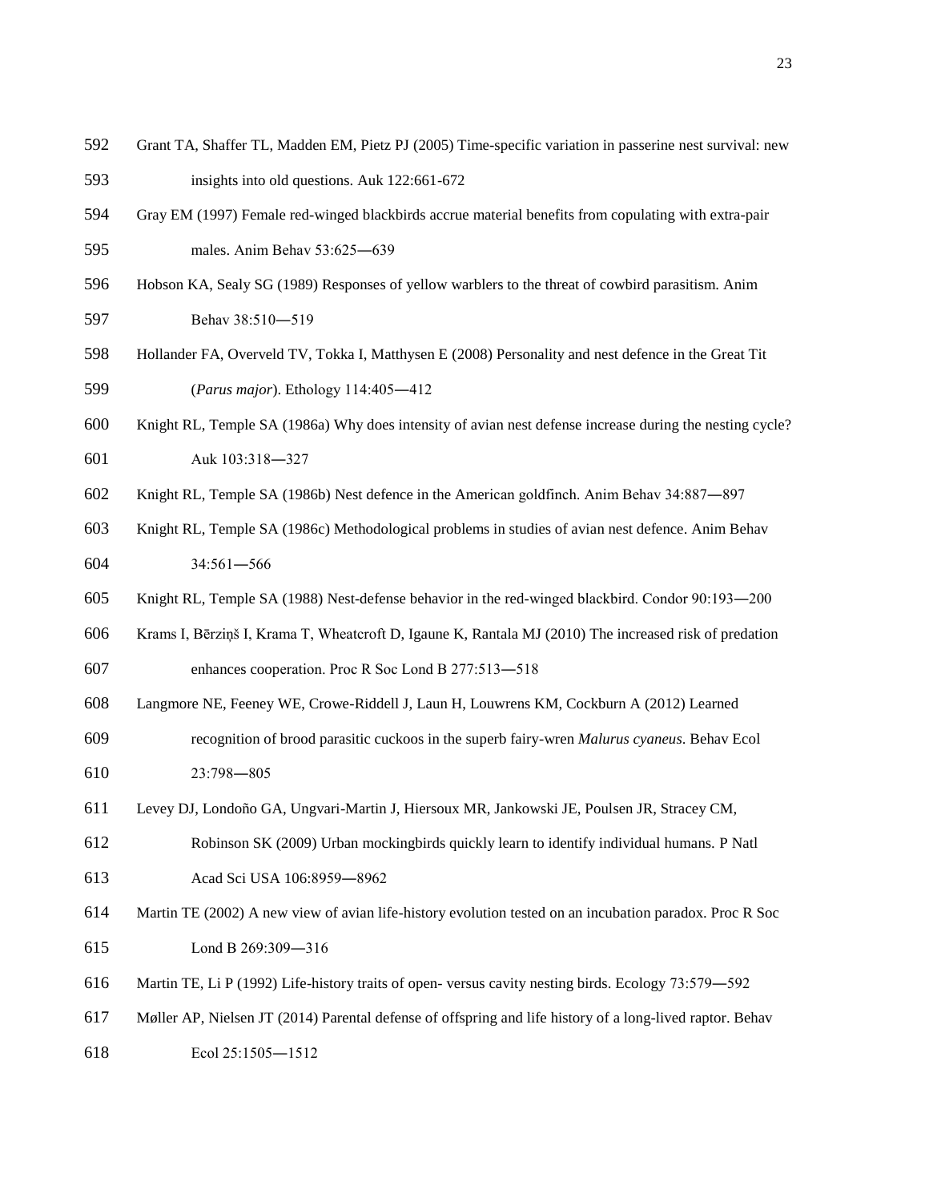Grant TA, Shaffer TL, Madden EM, Pietz PJ (2005) Time-specific variation in passerine nest survival: new insights into old questions. Auk 122:661-672

Gray EM (1997) Female red-winged blackbirds accrue material benefits from copulating with extra-pair males. Anim Behav 53:625―639

Hobson KA, Sealy SG (1989) Responses of yellow warblers to the threat of cowbird parasitism. Anim Behav 38:510―519

Hollander FA, Overveld TV, Tokka I, Matthysen E (2008) Personality and nest defence in the Great Tit (*Parus major*). Ethology 114:405―412

Knight RL, Temple SA (1986a) Why does intensity of avian nest defense increase during the nesting cycle? Auk 103:318―327

Knight RL, Temple SA (1986b) Nest defence in the American goldfinch. Anim Behav 34:887―897

Knight RL, Temple SA (1986c) Methodological problems in studies of avian nest defence. Anim Behav 34:561―566

Knight RL, Temple SA (1988) Nest-defense behavior in the red-winged blackbird. Condor 90:193―200

Krams I, Bērziņš I, Krama T, Wheatcroft D, Igaune K, Rantala MJ (2010) The increased risk of predation enhances cooperation. Proc R Soc Lond B 277:513―518

Langmore NE, Feeney WE, Crowe-Riddell J, Laun H, Louwrens KM, Cockburn A (2012) Learned recognition of brood parasitic cuckoos in the superb fairy-wren *Malurus cyaneus*. Behav Ecol 23:798―805

Levey DJ, Londoño GA, Ungvari-Martin J, Hiersoux MR, Jankowski JE, Poulsen JR, Stracey CM, Robinson SK (2009) Urban mockingbirds quickly learn to identify individual humans. P Natl Acad Sci USA 106:8959―8962

Martin TE (2002) A new view of avian life-history evolution tested on an incubation paradox. Proc R Soc Lond B 269:309―316

Martin TE, Li P (1992) Life-history traits of open- versus cavity nesting birds. Ecology 73:579―592

Møller AP, Nielsen JT (2014) Parental defense of offspring and life history of a long-lived raptor. Behav Ecol 25:1505―1512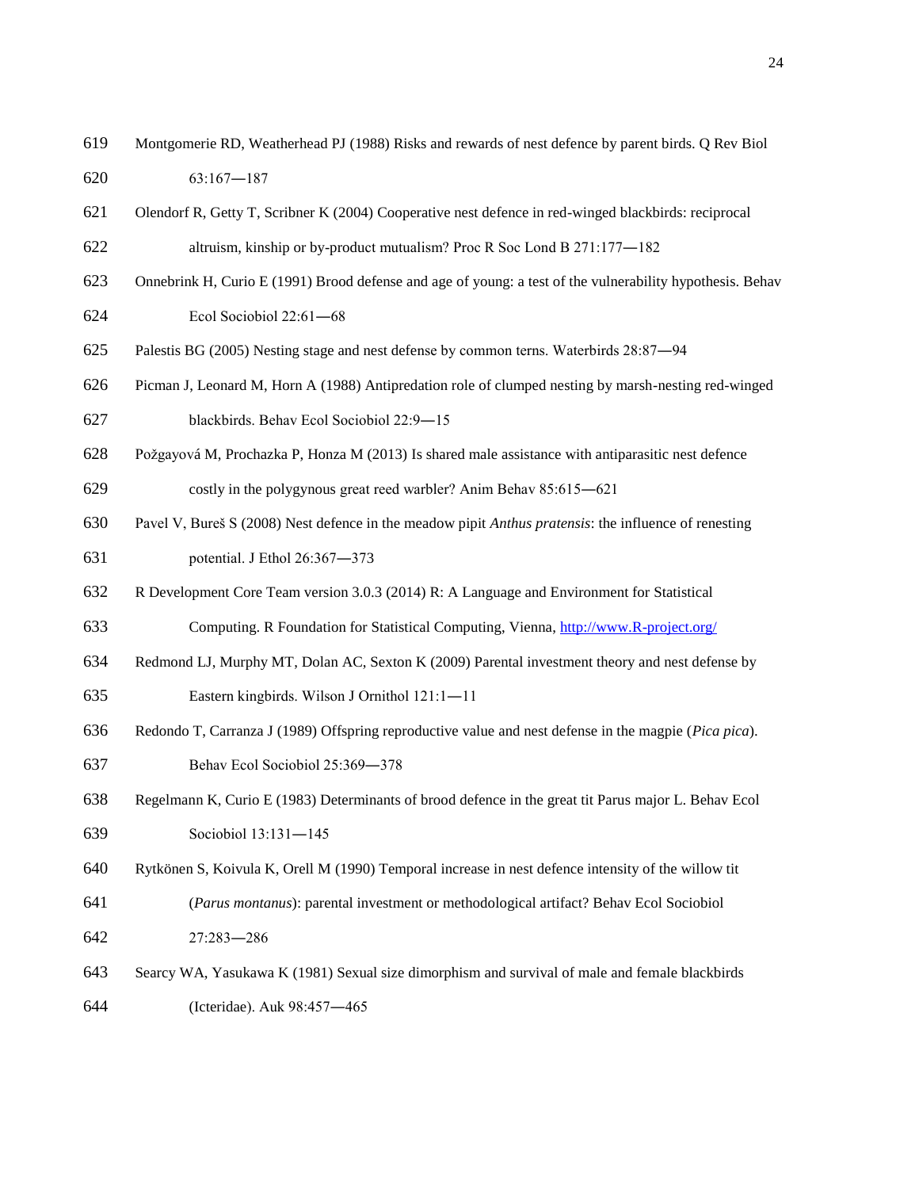Montgomerie RD, Weatherhead PJ (1988) Risks and rewards of nest defence by parent birds. Q Rev Biol 63:167—187

Olendorf R, Getty T, Scribner K (2004) Cooperative nest defence in red-winged blackbirds: reciprocal altruism, kinship or by-product mutualism? Proc R Soc Lond B 271:177—182

Onnebrink H, Curio E (1991) Brood defense and age of young: a test of the vulnerability hypothesis. Behav Ecol Sociobiol 22:61—68

Palestis BG (2005) Nesting stage and nest defense by common terns. Waterbirds 28:87—94

Picman J, Leonard M, Horn A (1988) Antipredation role of clumped nesting by marsh-nesting red-winged blackbirds. Behav Ecol Sociobiol 22:9—15

Požgayová M, Prochazka P, Honza M (2013) Is shared male assistance with antiparasitic nest defence costly in the polygynous great reed warbler? Anim Behav 85:615—621

Pavel V, Bureš S (2008) Nest defence in the meadow pipit *Anthus pratensis*: the influence of renesting potential. J Ethol 26:367—373

R Development Core Team version 3.0.3 (2014) R: A Language and Environment for Statistical Computing. R Foundation for Statistical Computing, Vienna, http://www.R-project.org/

Redmond LJ, Murphy MT, Dolan AC, Sexton K (2009) Parental investment theory and nest defense by Eastern kingbirds. Wilson J Ornithol 121:1—11

Redondo T, Carranza J (1989) Offspring reproductive value and nest defense in the magpie (*Pica pica*). Behav Ecol Sociobiol 25:369—378

Regelmann K, Curio E (1983) Determinants of brood defence in the great tit Parus major L. Behav Ecol Sociobiol 13:131—145

Rytkönen S, Koivula K, Orell M (1990) Temporal increase in nest defence intensity of the willow tit (*Parus montanus*): parental investment or methodological artifact? Behav Ecol Sociobiol 27:283—286

Searcy WA, Yasukawa K (1981) Sexual size dimorphism and survival of male and female blackbirds (Icteridae). Auk 98:457—465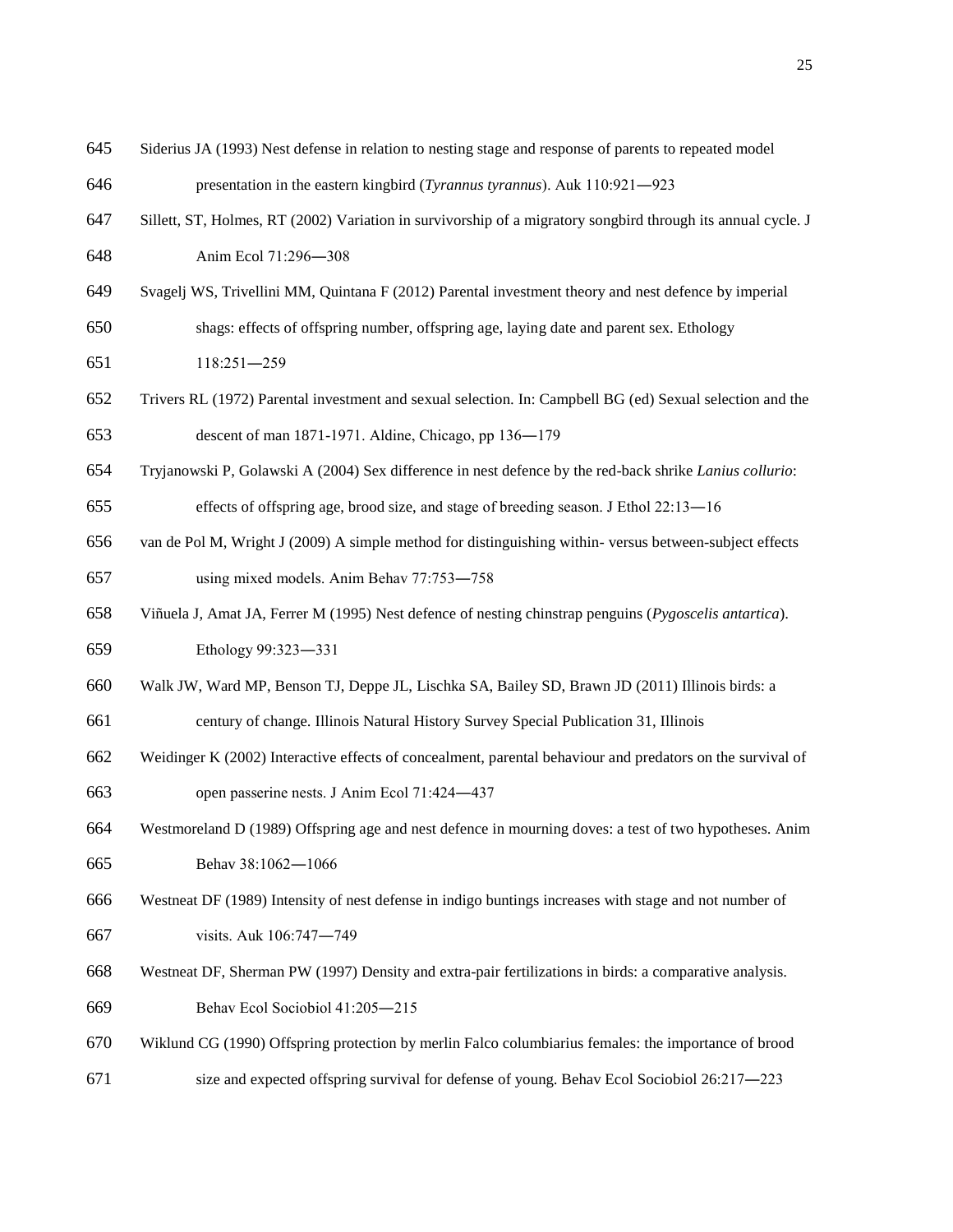Siderius JA (1993) Nest defense in relation to nesting stage and response of parents to repeated model presentation in the eastern kingbird (*Tyrannus tyrannus*). Auk 110:921―923

Sillett, ST, Holmes, RT (2002) Variation in survivorship of a migratory songbird through its annual cycle. J Anim Ecol 71:296―308

Svagelj WS, Trivellini MM, Quintana F (2012) Parental investment theory and nest defence by imperial shags: effects of offspring number, offspring age, laying date and parent sex. Ethology 118:251―259

Trivers RL (1972) Parental investment and sexual selection. In: Campbell BG (ed) Sexual selection and the descent of man 1871-1971. Aldine, Chicago, pp 136―179

Tryjanowski P, Golawski A (2004) Sex difference in nest defence by the red-back shrike *Lanius collurio*: effects of offspring age, brood size, and stage of breeding season. J Ethol 22:13―16

van de Pol M, Wright J (2009) A simple method for distinguishing within- versus between-subject effects using mixed models. Anim Behav 77:753―758

Viñuela J, Amat JA, Ferrer M (1995) Nest defence of nesting chinstrap penguins (*Pygoscelis antartica*). Ethology 99:323―331

Walk JW, Ward MP, Benson TJ, Deppe JL, Lischka SA, Bailey SD, Brawn JD (2011) Illinois birds: a century of change. Illinois Natural History Survey Special Publication 31, Illinois

Weidinger K (2002) Interactive effects of concealment, parental behaviour and predators on the survival of open passerine nests. J Anim Ecol 71:424―437

Westmoreland D (1989) Offspring age and nest defence in mourning doves: a test of two hypotheses. Anim Behav 38:1062―1066

Westneat DF (1989) Intensity of nest defense in indigo buntings increases with stage and not number of visits. Auk 106:747―749

Westneat DF, Sherman PW (1997) Density and extra-pair fertilizations in birds: a comparative analysis. Behav Ecol Sociobiol 41:205―215

Wiklund CG (1990) Offspring protection by merlin Falco columbiarius females: the importance of brood size and expected offspring survival for defense of young. Behav Ecol Sociobiol 26:217―223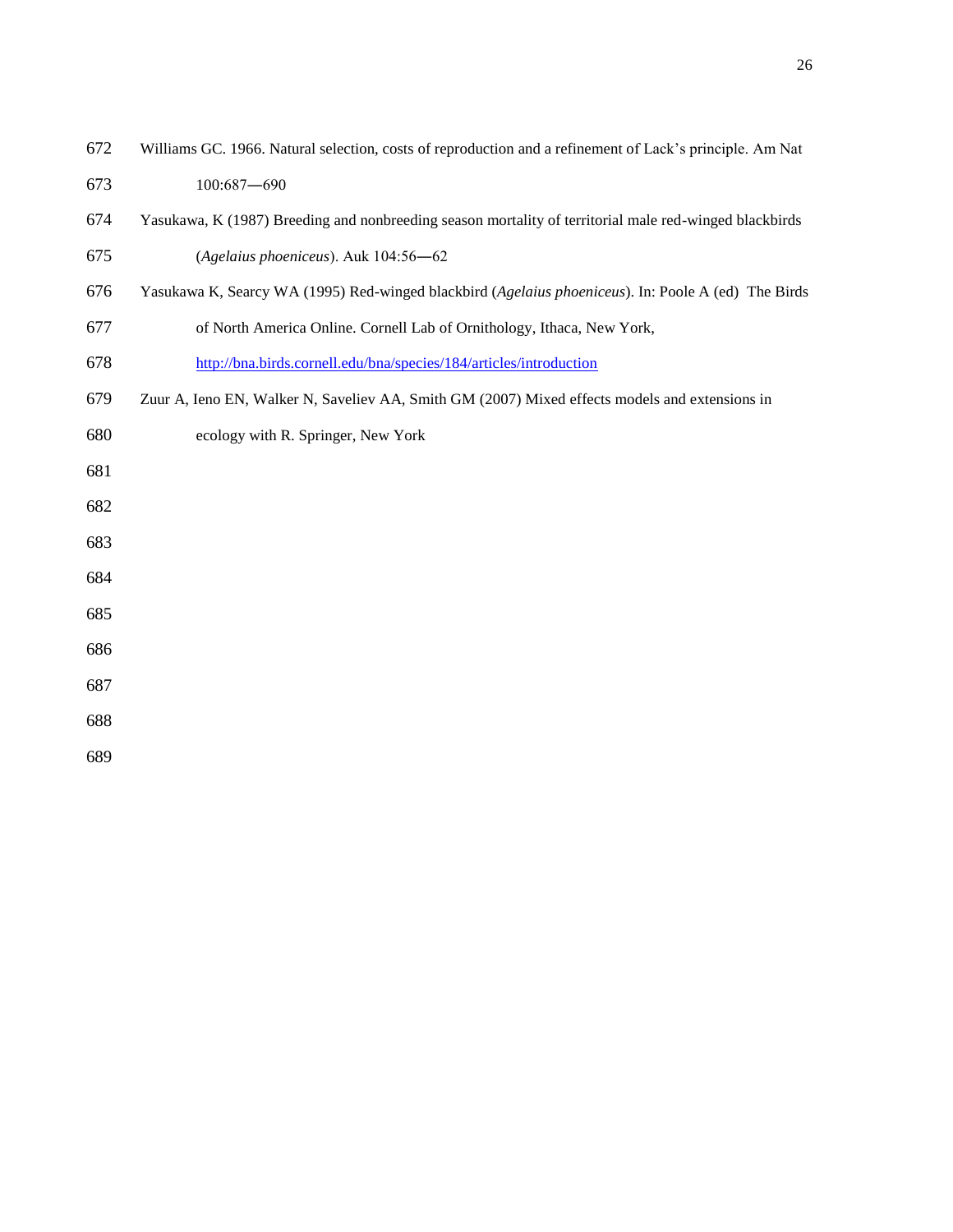Williams GC. 1966. Natural selection, costs of reproduction and a refinement of Lack's principle. Am Nat 100:687—690

Yasukawa, K (1987) Breeding and nonbreeding season mortality of territorial male red-winged blackbirds (*Agelaius phoeniceus*). Auk 104:56—62

Yasukawa K, Searcy WA (1995) Red-winged blackbird (*Agelaius phoeniceus*). In: Poole A (ed) The Birds of North America Online. Cornell Lab of Ornithology, Ithaca, New York, http://bna.birds.cornell.edu/bna/species/184/articles/introduction

Zuur A, Ieno EN, Walker N, Saveliev AA, Smith GM (2007) Mixed effects models and extensions in ecology with R. Springer, New York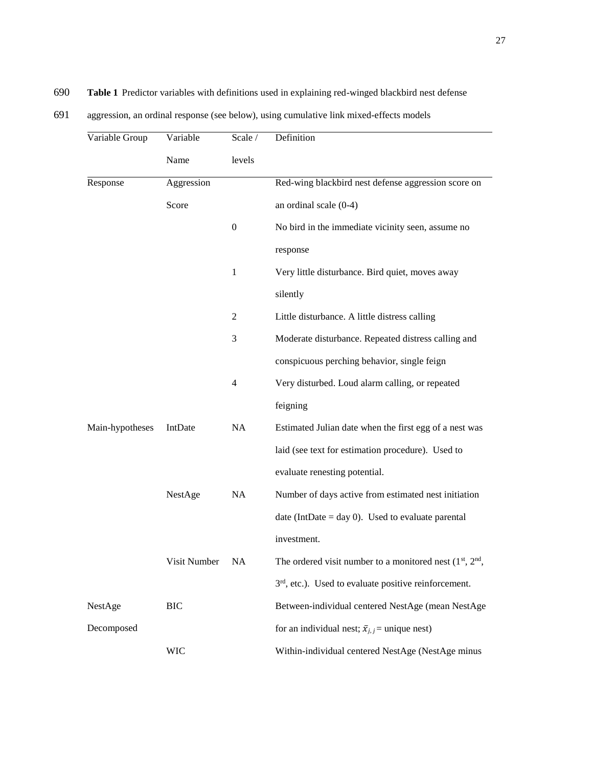690 **Table 1** Predictor variables with definitions used in explaining red-winged blackbird nest defense

691 aggression, an ordinal response (see below), using cumulative link mixed-effects models

| Variable Group | Variable Name | Scale / levels | Definition |
|---|---|---|---|
| Response | Aggression Score | | Red-wing blackbird nest defense aggression score on an ordinal scale (0-4) |
| | | 0 | No bird in the immediate vicinity seen, assume no response |
| | | 1 | Very little disturbance. Bird quiet, moves away silently |
| | | 2 | Little disturbance. A little distress calling |
| | | 3 | Moderate disturbance. Repeated distress calling and conspicuous perching behavior, single feign |
| | | 4 | Very disturbed. Loud alarm calling, or repeated feigning |
| Main-hypotheses | IntDate | NA | Estimated Julian date when the first egg of a nest was laid (see text for estimation procedure). Used to evaluate renesting potential. |
| | NestAge | NA | Number of days active from estimated nest initiation date (IntDate = day 0). Used to evaluate parental investment. |
| | Visit Number | NA | The ordered visit number to a monitored nest (1st, 2nd, 3rd, etc.). Used to evaluate positive reinforcement. |
| NestAge Decomposed | BIC | | Between-individual centered NestAge (mean NestAge for an individual nest; $\bar{x}_{j,\,j}$ = unique nest) |
| | WIC | | Within-individual centered NestAge (NestAge minus |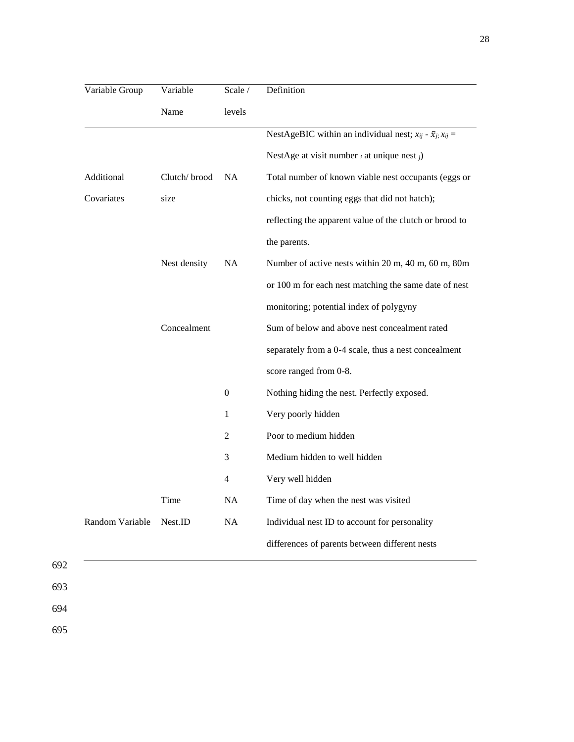| Variable Group | Variable Name | Scale / levels | Definition |
|---|---|---|---|
| | | | NestAgeBIC within an individual nest; $x_{ij}$ - $\bar{x}_j$; $x_{ij}$ = NestAge at visit number $_i$ at unique nest $_j$) |
| Additional Covariates | Clutch/ brood size | NA | Total number of known viable nest occupants (eggs or chicks, not counting eggs that did not hatch); reflecting the apparent value of the clutch or brood to the parents. |
| | Nest density | NA | Number of active nests within 20 m, 40 m, 60 m, 80m or 100 m for each nest matching the same date of nest monitoring; potential index of polygyny |
| | Concealment | | Sum of below and above nest concealment rated separately from a 0-4 scale, thus a nest concealment score ranged from 0-8. |
| | | 0 | Nothing hiding the nest. Perfectly exposed. |
| | | 1 | Very poorly hidden |
| | | 2 | Poor to medium hidden |
| | | 3 | Medium hidden to well hidden |
| | | 4 | Very well hidden |
| | Time | NA | Time of day when the nest was visited |
| Random Variable | Nest.ID | NA | Individual nest ID to account for personality differences of parents between different nests |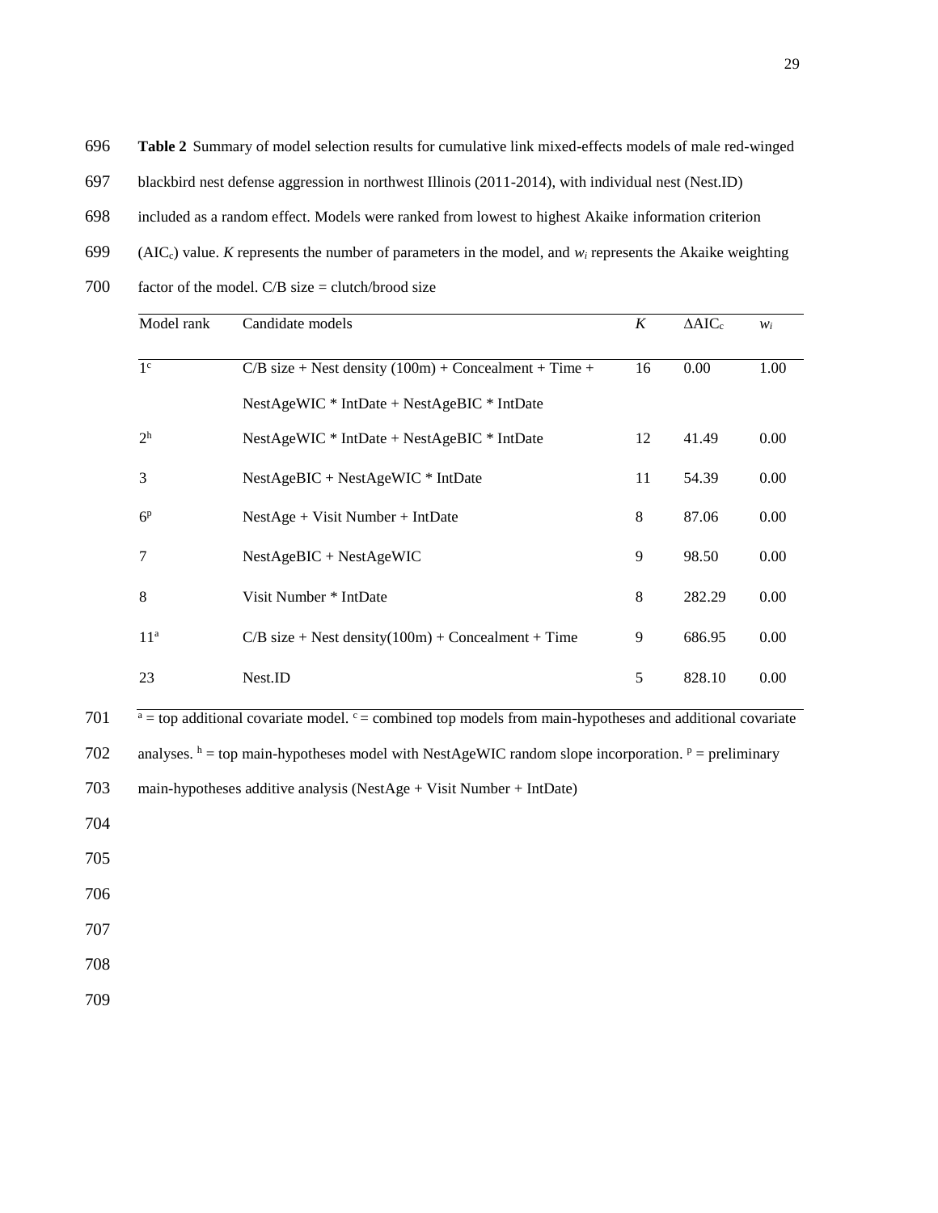**Table 2** Summary of model selection results for cumulative link mixed-effects models of male red-winged blackbird nest defense aggression in northwest Illinois (2011-2014), with individual nest (Nest.ID) included as a random effect. Models were ranked from lowest to highest Akaike information criterion ($AIC_c$) value. *K* represents the number of parameters in the model, and $w_i$ represents the Akaike weighting factor of the model. C/B size = clutch/brood size

| Model rank | Candidate models | *K* | $\Delta AIC_c$ | $w_i$ |
|---|---|---|---|---|
| 1[c] | C/B size + Nest density (100m) + Concealment + Time + NestAgeWIC * IntDate + NestAgeBIC * IntDate | 16 | 0.00 | 1.00 |
| 2[h] | NestAgeWIC * IntDate + NestAgeBIC * IntDate | 12 | 41.49 | 0.00 |
| 3 | NestAgeBIC + NestAgeWIC * IntDate | 11 | 54.39 | 0.00 |
| 6[p] | NestAge + Visit Number + IntDate | 8 | 87.06 | 0.00 |
| 7 | NestAgeBIC + NestAgeWIC | 9 | 98.50 | 0.00 |
| 8 | Visit Number * IntDate | 8 | 282.29 | 0.00 |
| 11[a] | C/B size + Nest density(100m) + Concealment + Time | 9 | 686.95 | 0.00 |
| 23 | Nest.ID | 5 | 828.10 | 0.00 |

[a] = top additional covariate model. [c] = combined top models from main-hypotheses and additional covariate analyses. [h] = top main-hypotheses model with NestAgeWIC random slope incorporation. [p] = preliminary main-hypotheses additive analysis (NestAge + Visit Number + IntDate)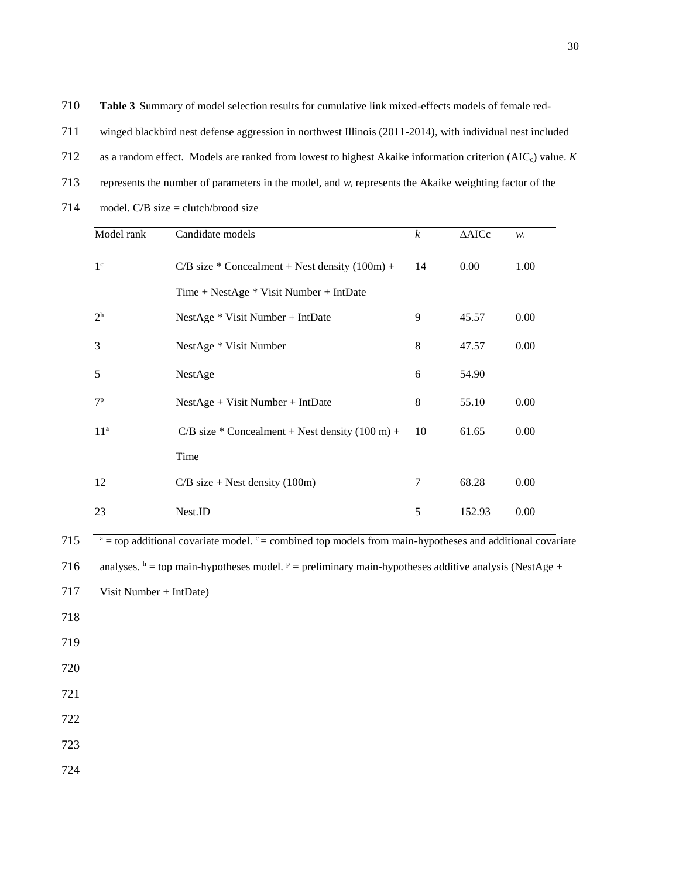**Table 3** Summary of model selection results for cumulative link mixed-effects models of female red-winged blackbird nest defense aggression in northwest Illinois (2011-2014), with individual nest included as a random effect. Models are ranked from lowest to highest Akaike information criterion ($AIC_c$) value. *K* represents the number of parameters in the model, and $w_i$ represents the Akaike weighting factor of the model. C/B size = clutch/brood size

| Model rank | Candidate models | *k* | ΔAICc | $w_i$ |
|---|---|---|---|---|
| 1[c] | C/B size * Concealment + Nest density (100m) + Time + NestAge * Visit Number + IntDate | 14 | 0.00 | 1.00 |
| 2[h] | NestAge * Visit Number + IntDate | 9 | 45.57 | 0.00 |
| 3 | NestAge * Visit Number | 8 | 47.57 | 0.00 |
| 5 | NestAge | 6 | 54.90 | |
| 7[p] | NestAge + Visit Number + IntDate | 8 | 55.10 | 0.00 |
| 11[a] | C/B size * Concealment + Nest density (100 m) + Time | 10 | 61.65 | 0.00 |
| 12 | C/B size + Nest density (100m) | 7 | 68.28 | 0.00 |
| 23 | Nest.ID | 5 | 152.93 | 0.00 |

[a] = top additional covariate model. [c] = combined top models from main-hypotheses and additional covariate analyses. [h] = top main-hypotheses model. [p] = preliminary main-hypotheses additive analysis (NestAge + Visit Number + IntDate)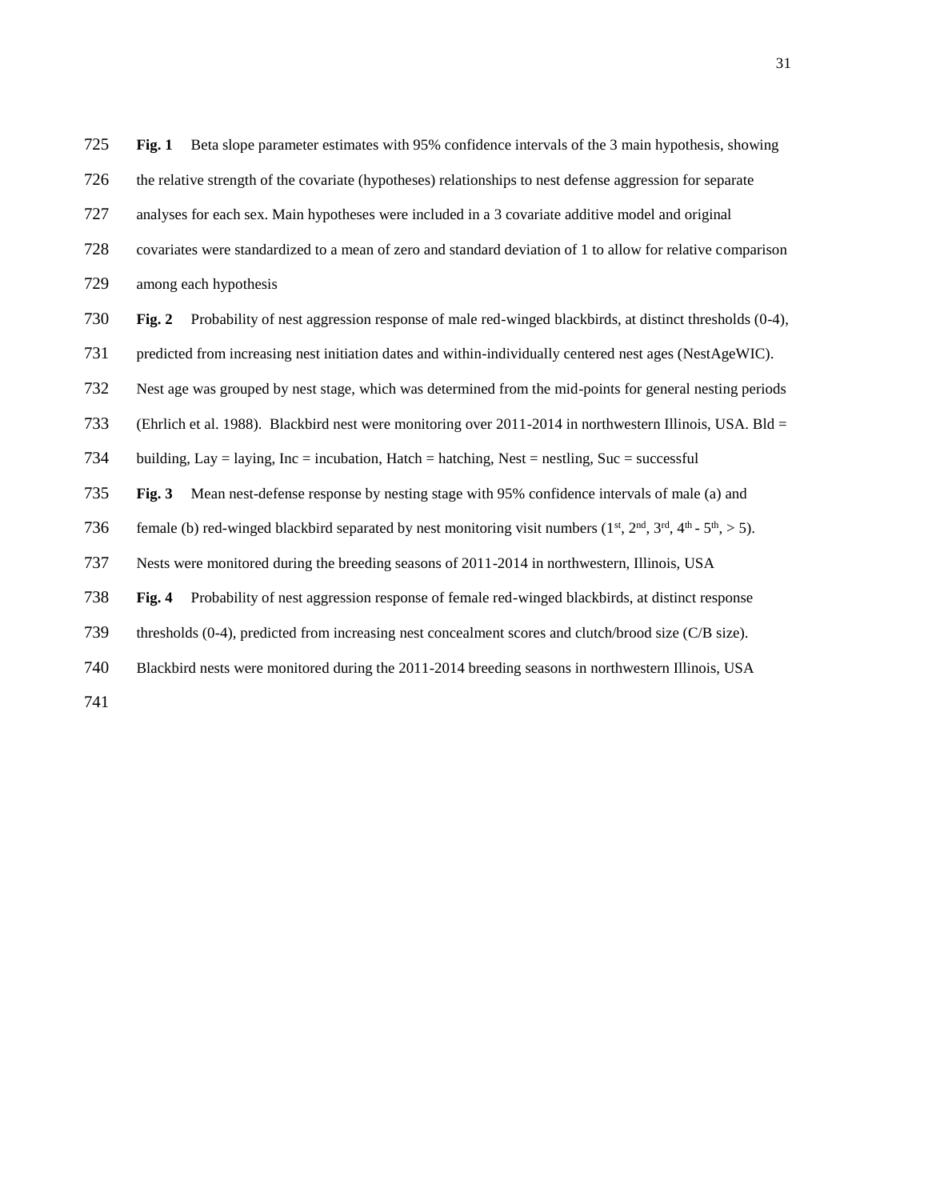**Fig. 1** Beta slope parameter estimates with 95% confidence intervals of the 3 main hypothesis, showing the relative strength of the covariate (hypotheses) relationships to nest defense aggression for separate analyses for each sex. Main hypotheses were included in a 3 covariate additive model and original covariates were standardized to a mean of zero and standard deviation of 1 to allow for relative comparison among each hypothesis

**Fig. 2** Probability of nest aggression response of male red-winged blackbirds, at distinct thresholds (0-4), predicted from increasing nest initiation dates and within-individually centered nest ages (NestAgeWIC). Nest age was grouped by nest stage, which was determined from the mid-points for general nesting periods (Ehrlich et al. 1988). Blackbird nest were monitoring over 2011-2014 in northwestern Illinois, USA. Bld = building, Lay = laying, Inc = incubation, Hatch = hatching, Nest = nestling, Suc = successful

**Fig. 3** Mean nest-defense response by nesting stage with 95% confidence intervals of male (a) and female (b) red-winged blackbird separated by nest monitoring visit numbers ($1^{st}$, $2^{nd}$, $3^{rd}$, $4^{th}$ - $5^{th}$, > 5). Nests were monitored during the breeding seasons of 2011-2014 in northwestern, Illinois, USA

**Fig. 4** Probability of nest aggression response of female red-winged blackbirds, at distinct response thresholds (0-4), predicted from increasing nest concealment scores and clutch/brood size (C/B size). Blackbird nests were monitored during the 2011-2014 breeding seasons in northwestern Illinois, USA